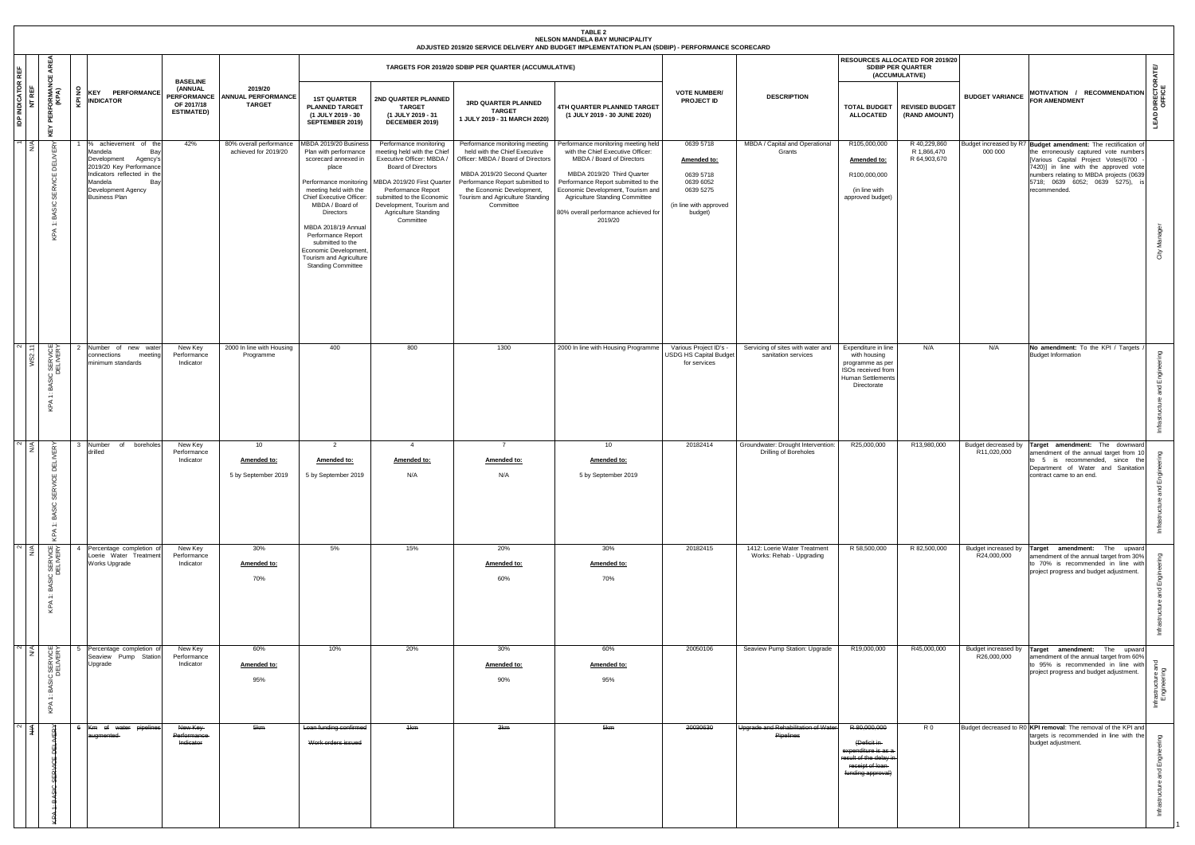# TABLE 2
## NELSON MANDELA BAY MUNICIPALITY
### ADJUSTED 2019/20 SERVICE DELIVERY AND BUDGET IMPLEMENTATION PLAN (SDBIP) - PERFORMANCE SCORECARD

| IDP INDICATOR REF | NT REF | KEY PERFORMANCE AREA (KPA) | KPI NO | KEY PERFORMANCE INDICATOR | BASELINE (ANNUAL PERFORMANCE OF 2017/18 ESTIMATED) | 2019/20 ANNUAL PERFORMANCE TARGET | TARGETS FOR 2019/20 SDBIP PER QUARTER (ACCUMULATIVE) | | | | VOTE NUMBER/ PROJECT ID | DESCRIPTION | RESOURCES ALLOCATED FOR 2019/20 SDBIP PER QUARTER (ACCUMULATIVE) | | BUDGET VARIANCE | MOTIVATION / RECOMMENDATION FOR AMENDMENT | LEAD DIRECTORATE/ OFFICE |
|---|---|---|---|---|---|---|---|---|---|---|---|---|---|---|---|---|---|
| | | | | | | | 1ST QUARTER PLANNED TARGET (1 JULY 2019 - 30 SEPTEMBER 2019) | 2ND QUARTER PLANNED TARGET (1 JULY 2019 - 31 DECEMBER 2019) | 3RD QUARTER PLANNED TARGET 1 JULY 2019 - 31 MARCH 2020) | 4TH QUARTER PLANNED TARGET (1 JULY 2019 - 30 JUNE 2020) | | | TOTAL BUDGET ALLOCATED | REVISED BUDGET (RAND AMOUNT) | | | |
| 1 | N/A | KPA 1: BASIC SERVICE DELIVERY | 1 | % achievement of the Mandela Bay Development Agency's 2019/20 Key Performance Indicators reflected in the Mandela Bay Development Agency Business Plan | 42% | 80% overall performance achieved for 2019/20 | MBDA 2019/20 Business Plan with performance scorecard annexed in place<br><br>Performance monitoring meeting held with the Chief Executive Officer: MBDA / Board of Directors<br><br>MBDA 2018/19 Annual Performance Report submitted to the Economic Development, Tourism and Agriculture Standing Committee | Performance monitoring meeting held with the Chief Executive Officer: MBDA / Board of Directors<br><br>MBDA 2019/20 First Quarter Performance Report submitted to the Economic Development, Tourism and Agriculture Standing Committee | Performance monitoring meeting held with the Chief Executive Officer: MBDA / Board of Directors<br><br>MBDA 2019/20 Second Quarter Performance Report submitted to the Economic Development, Tourism and Agriculture Standing Committee | Performance monitoring meeting held with the Chief Executive Officer: MBDA / Board of Directors<br><br>MBDA 2019/20 Third Quarter Performance Report submitted to the Economic Development, Tourism and Agriculture Standing Committee<br><br>80% overall performance achieved for 2019/20 | 0639 5718<br><br>**Amended to:**<br><br>0639 5718<br>0639 6052<br>0639 5275<br><br>(in line with approved budget) | MBDA / Capital and Operational Grants | R105,000,000<br><br>**Amended to:**<br><br>R100,000,000<br><br>(in line with approved budget) | R 40,229,860<br>R 1,866,470<br>R 64,903,670 | Budget increased by R7 000 000 | **Budget amendment:** The rectification of the erroneously captured vote numbers [Various Capital Project Votes(6700 - 7420)] in line with the approved vote numbers relating to MBDA projects (0639 5718; 0639 6052; 0639 5275), is recommended. | City Manager |
| 2 | WS2.11 | KPA 1: BASIC SERVICE DELIVERY | 2 | Number of new water connections meeting minimum standards | New Key Performance Indicator | 2000 In line with Housing Programme | 400 | 800 | 1300 | 2000 In line with Housing Programme | Various Project ID's - USDG HS Capital Budget for services | Servicing of sites with water and sanitation services | Expenditure in line with housing programme as per ISOs received from Human Settlements Directorate | N/A | N/A | **No amendment:** To the KPI / Targets / Budget Information | Infrastructure and Engineering |
| 2 | N/A | KPA 1: BASIC SERVICE DELIVERY | 3 | Number of boreholes drilled | New Key Performance Indicator | 10<br><br>**Amended to:**<br><br>5 by September 2019 | 2<br><br>**Amended to:**<br><br>5 by September 2019 | 4<br><br>**Amended to:**<br><br>N/A | 7<br><br>**Amended to:**<br><br>N/A | 10<br><br>**Amended to:**<br><br>5 by September 2019 | 20182414 | Groundwater: Drought Intervention: Drilling of Boreholes | R25,000,000 | R13,980,000 | Budget decreased by R11,020,000 | **Target amendment:** The downward amendment of the annual target from 10 to 5 is recommended, since the Department of Water and Sanitation contract came to an end. | Infrastructure and Engineering |
| 2 | N/A | KPA 1: BASIC SERVICE DELIVERY | 4 | Percentage completion of Loerie Water Treatment Works Upgrade | New Key Performance Indicator | 30%<br><br>**Amended to:**<br><br>70% | 5% | 15% | 20%<br><br>**Amended to:**<br><br>60% | 30%<br><br>**Amended to:**<br><br>70% | 20182415 | 1412: Loerie Water Treatment Works: Rehab - Upgrading | R 58,500,000 | R 82,500,000 | Budget increased by R24,000,000 | **Target amendment:** The upward amendment of the annual target from 30% to 70% is recommended in line with project progress and budget adjustment. | Infrastructure and Engineering |
| 2 | N/A | KPA 1: BASIC SERVICE DELIVERY | 5 | Percentage completion of Seaview Pump Station Upgrade | New Key Performance Indicator | 60%<br><br>**Amended to:**<br><br>95% | 10% | 20% | 30%<br><br>**Amended to:**<br><br>90% | 60%<br><br>**Amended to:**<br><br>95% | 20050106 | Seaview Pump Station: Upgrade | R19,000,000 | R45,000,000 | Budget increased by R26,000,000 | **Target amendment:** The upward amendment of the annual target from 60% to 95% is recommended in line with project progress and budget adjustment. | Infrastructure and Engineering |
| 2 | ~~N/A~~ | ~~KPA 1: BASIC SERVICE DELIVERY~~ | ~~6~~ | ~~Km of water pipelines augmented~~ | ~~New Key Performance Indicator~~ | ~~5km~~ | ~~Loan funding confirmed~~<br><br>~~Work orders issued~~ | ~~1km~~ | ~~3km~~ | ~~5km~~ | ~~20030630~~ | ~~Upgrade and Rehabilitation of Water Pipelines~~ | ~~R 80,000,000~~<br><br>~~(Deficit in expenditure is as a result of the delay in receipt of loan funding approval)~~ | R 0 | Budget decreased to R0 | **KPI removal**: The removal of the KPI and targets is recommended in line with the budget adjustment. | Infrastructure and Engineering |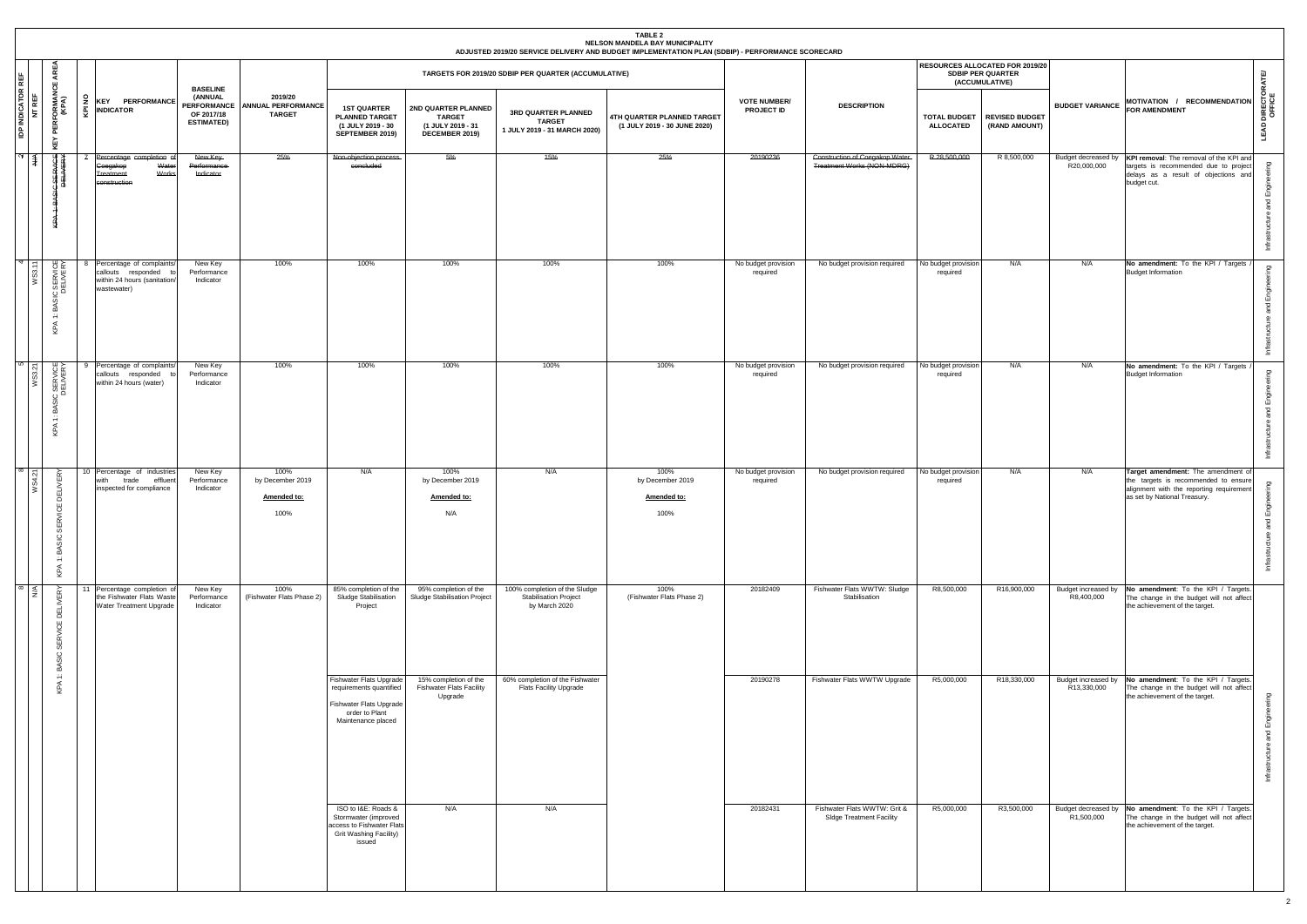**TABLE 2**
**NELSON MANDELA BAY MUNICIPALITY**
**ADJUSTED 2019/20 SERVICE DELIVERY AND BUDGET IMPLEMENTATION PLAN (SDBIP) - PERFORMANCE SCORECARD**

| IDP INDICATOR REF | NT REF | KEY PERFORMANCE AREA (KPA) | KPI NO | KEY PERFORMANCE INDICATOR | BASELINE (ANNUAL PERFORMANCE OF 2017/18 ESTIMATED) | 2019/20 ANNUAL PERFORMANCE TARGET | TARGETS FOR 2019/20 SDBIP PER QUARTER (ACCUMULATIVE): 1ST QUARTER PLANNED TARGET (1 JULY 2019 - 30 SEPTEMBER 2019) | 2ND QUARTER PLANNED TARGET (1 JULY 2019 - 31 DECEMBER 2019) | 3RD QUARTER PLANNED TARGET 1 JULY 2019 - 31 MARCH 2020) | 4TH QUARTER PLANNED TARGET (1 JULY 2019 - 30 JUNE 2020) | VOTE NUMBER/ PROJECT ID | DESCRIPTION | RESOURCES ALLOCATED FOR 2019/20 SDBIP PER QUARTER (ACCUMULATIVE): TOTAL BUDGET ALLOCATED | REVISED BUDGET (RAND AMOUNT) | BUDGET VARIANCE | MOTIVATION / RECOMMENDATION FOR AMENDMENT | LEAD DIRECTORATE/ OFFICE |
|---|---|---|---|---|---|---|---|---|---|---|---|---|---|---|---|---|---|
| ~~1~~ | ~~N/A~~ | ~~KPA 1: BASIC SERVICE DELIVERY~~ | ~~2~~ | ~~Percentage completion of Coegakop Water Treatment Works construction~~ | ~~New Key Performance Indicator~~ | ~~25%~~ | ~~Non-objection process concluded~~ | ~~5%~~ | ~~15%~~ | ~~25%~~ | ~~20190236~~ | ~~Construction of Coegakop Water Treatment Works (NON-MDRG)~~ | ~~R 28,500,000~~ | R 8,500,000 | Budget decreased by R20,000,000 | **KPI removal**: The removal of the KPI and targets is recommended due to project delays as a result of objections and budget cut. | Infrastructure and Engineering |
| 4 | WS3.11 | KPA 1: BASIC SERVICE DELIVERY | 8 | Percentage of complaints/ callouts responded to within 24 hours (sanitation/ wastewater) | New Key Performance Indicator | 100% | 100% | 100% | 100% | 100% | No budget provision required | No budget provision required | No budget provision required | N/A | N/A | **No amendment:** To the KPI / Targets / Budget Information | Infrastructure and Engineering |
| 5 | WS3.21 | KPA 1: BASIC SERVICE DELIVERY | 9 | Percentage of complaints/ callouts responded to within 24 hours (water) | New Key Performance Indicator | 100% | 100% | 100% | 100% | 100% | No budget provision required | No budget provision required | No budget provision required | N/A | N/A | **No amendment:** To the KPI / Targets / Budget Information | Infrastructure and Engineering |
| 8 | WS4.21 | KPA 1: BASIC SERVICE DELIVERY | 10 | Percentage of industries with trade effluent inspected for compliance | New Key Performance Indicator | 100% by December 2019 <u>Amended to:</u> 100% | N/A | 100% by December 2019 <u>Amended to:</u> N/A | N/A | 100% by December 2019 <u>Amended to:</u> 100% | No budget provision required | No budget provision required | No budget provision required | N/A | N/A | **Target amendment:** The amendment of the targets is recommended to ensure alignment with the reporting requirement as set by National Treasury. | Infrastructure and Engineering |
| 8 | N/A | KPA 1: BASIC SERVICE DELIVERY | 11 | Percentage completion of the Fishwater Flats Waste Water Treatment Upgrade | New Key Performance Indicator | 100% (Fishwater Flats Phase 2) | 85% completion of the Sludge Stabilisation Project | 95% completion of the Sludge Stabilisation Project | 100% completion of the Sludge Stabilisation Project by March 2020 | 100% (Fishwater Flats Phase 2) | 20182409 | Fishwater Flats WWTW: Sludge Stabilisation | R8,500,000 | R16,900,000 | Budget increased by R8,400,000 | **No amendment**: To the KPI / Targets. The change in the budget will not affect the achievement of the target. | Infrastructure and Engineering |
| | | | | | | | Fishwater Flats Upgrade requirements quantified Fishwater Flats Upgrade order to Plant Maintenance placed | 15% completion of the Fishwater Flats Facility Upgrade | 60% completion of the Fishwater Flats Facility Upgrade | | 20190278 | Fishwater Flats WWTW Upgrade | R5,000,000 | R18,330,000 | Budget increased by R13,330,000 | **No amendment**: To the KPI / Targets. The change in the budget will not affect the achievement of the target. | |
| | | | | | | | ISO to I&E: Roads & Stormwater (improved access to Fishwater Flats Grit Washing Facility) issued | N/A | N/A | | 20182431 | Fishwater Flats WWTW: Grit & Sldge Treatment Facility | R5,000,000 | R3,500,000 | Budget decreased by R1,500,000 | **No amendment**: To the KPI / Targets. The change in the budget will not affect the achievement of the target. | |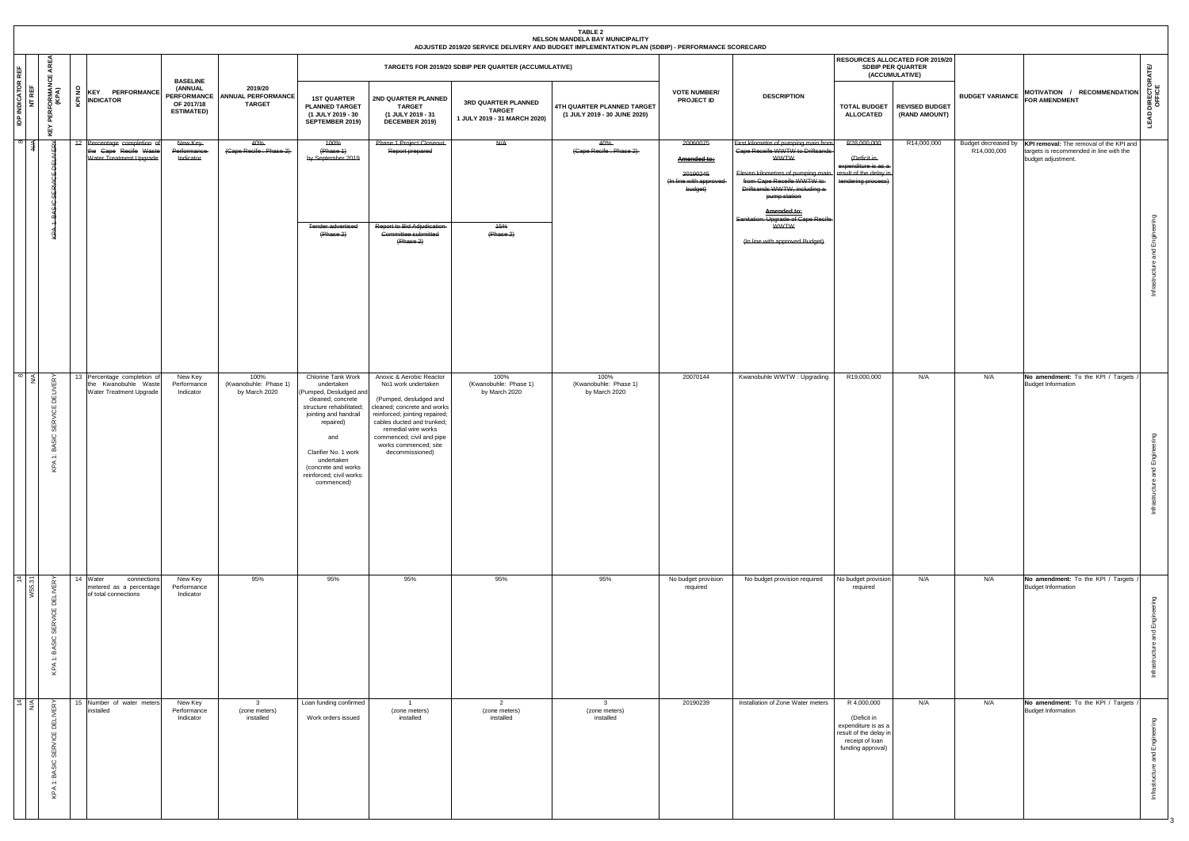**TABLE 2**
**NELSON MANDELA BAY MUNICIPALITY**
**ADJUSTED 2019/20 SERVICE DELIVERY AND BUDGET IMPLEMENTATION PLAN (SDBIP) - PERFORMANCE SCORECARD**

| IDP INDICATOR REF | NT REF | KEY PERFORMANCE AREA (KPA) | KPI NO | KEY PERFORMANCE INDICATOR | BASELINE (ANNUAL PERFORMANCE OF 2017/18 ESTIMATED) | 2019/20 ANNUAL PERFORMANCE TARGET | TARGETS FOR 2019/20 SDBIP PER QUARTER (ACCUMULATIVE) | | | | VOTE NUMBER/ PROJECT ID | DESCRIPTION | RESOURCES ALLOCATED FOR 2019/20 SDBIP PER QUARTER (ACCUMULATIVE) | | BUDGET VARIANCE | MOTIVATION / RECOMMENDATION FOR AMENDMENT | LEAD DIRECTORATE/ OFFICE |
|---|---|---|---|---|---|---|---|---|---|---|---|---|---|---|---|---|---|
| | | | | | | | 1ST QUARTER PLANNED TARGET (1 JULY 2019 - 30 SEPTEMBER 2019) | 2ND QUARTER PLANNED TARGET (1 JULY 2019 - 31 DECEMBER 2019) | 3RD QUARTER PLANNED TARGET 1 JULY 2019 - 31 MARCH 2020) | 4TH QUARTER PLANNED TARGET (1 JULY 2019 - 30 JUNE 2020) | | | TOTAL BUDGET ALLOCATED | REVISED BUDGET (RAND AMOUNT) | | | |
| ~~8~~ | ~~N/A~~ | ~~KPA 1: BASIC SERVICE DELIVERY~~ | ~~12~~ | ~~Percentage completion of the Cape Recife Waste Water Treatment Upgrade~~ | ~~New Key Performance Indicator~~ | ~~40% (Cape Recife : Phase 2)~~ | ~~100% (Phase 1) by September 2019~~<br><br>~~Tender advertised (Phase 2)~~ | ~~Phase 1 Project Closeout Report prepared~~<br><br>~~Report to Bid Adjudication Committee submitted (Phase 2)~~ | ~~N/A~~<br><br>~~15% (Phase 2)~~ | ~~40% (Cape Recife : Phase 2)~~ | ~~20060075~~<br><br>~~**Amended to:**~~<br><br>~~20190245 (In line with approved budget)~~ | ~~First kilometre of pumping main from Cape Receife WWTW to Driftsands WWTW~~<br><br>~~Eleven kilometres of pumping main from Cape Receife WWTW to Driftsands WWTW, including a pump station~~<br><br>~~**Amended to:** Sanitation: Upgrade of Cape Recife WWTW~~<br><br>~~(In line with approved Budget)~~ | ~~R28,000,000~~<br><br>~~(Deficit in expenditure is as a result of the delay in tendering process)~~ | R14,000,000 | Budget decreased by R14,000,000 | **KPI removal:** The removal of the KPI and targets is recommended in line with the budget adjustment. | Infrastructure and Engineering |
| 8 | N/A | KPA 1: BASIC SERVICE DELIVERY | 13 | Percentage completion of the Kwanobuhle Waste Water Treatment Upgrade | New Key Performance Indicator | 100% (Kwanobuhle: Phase 1) by March 2020 | Chlorine Tank Work undertaken (Pumped, Desludged and cleaned; concrete structure rehabilitated; jointing and handrail repaired)<br><br>and<br><br>Clarifier No. 1 work undertaken (concrete and works reinforced; civil works: commenced) | Anoxic & Aerobic Reactor No1 work undertaken<br><br>(Pumped, desludged and cleaned; concrete and works reinforced; jointing repaired; cables ducted and trunked; remedial wire works commenced; civil and pipe works commenced; site decommissioned) | 100% (Kwanobuhle: Phase 1) by March 2020 | 100% (Kwanobuhle: Phase 1) by March 2020 | 20070144 | Kwanobuhle WWTW : Upgrading | R19,000,000 | N/A | N/A | **No amendment:** To the KPI / Targets / Budget Information | Infrastructure and Engineering |
| 14 | WSS3.11 | KPA 1: BASIC SERVICE DELIVERY | 14 | Water connections metered as a percentage of total connections | New Key Performance Indicator | 95% | 95% | 95% | 95% | 95% | No budget provision required | No budget provision required | No budget provision required | N/A | N/A | **No amendment:** To the KPI / Targets / Budget Information | Infrastructure and Engineering |
| 14 | N/A | KPA 1: BASIC SERVICE DELIVERY | 15 | Number of water meters installed | New Key Performance Indicator | 3 (zone meters) installed | Loan funding confirmed<br><br>Work orders issued | 1 (zone meters) installed | 2 (zone meters) installed | 3 (zone meters) installed | 20190239 | Installation of Zone Water meters | R 4,000,000<br><br>(Deficit in expenditure is as a result of the delay in receipt of loan funding approval) | N/A | N/A | **No amendment:** To the KPI / Targets / Budget Information | Infrastructure and Engineering |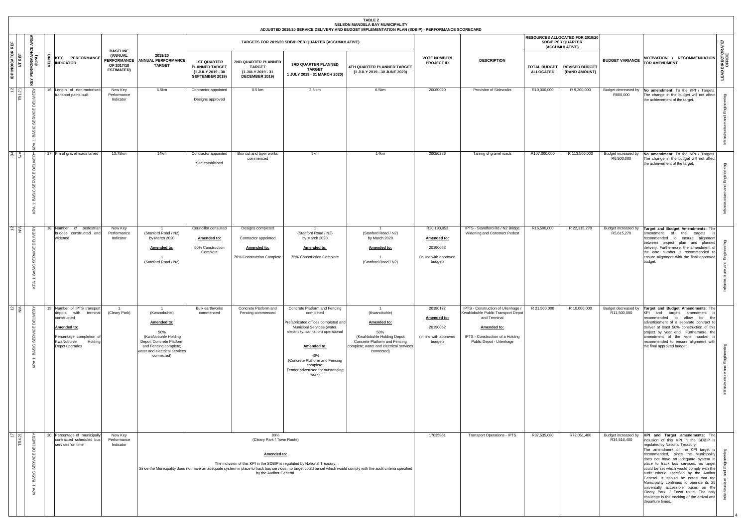**TABLE 2**
**NELSON MANDELA BAY MUNICIPALITY**
**ADJUSTED 2019/20 SERVICE DELIVERY AND BUDGET IMPLEMENTATION PLAN (SDBIP) - PERFORMANCE SCORECARD**

| IDP INDICATOR REF | NT REF | KEY PERFORMANCE AREA (KPA) | KPI NO | KEY PERFORMANCE INDICATOR | BASELINE (ANNUAL PERFORMANCE OF 2017/18 ESTIMATED) | 2019/20 ANNUAL PERFORMANCE TARGET | TARGETS FOR 2019/20 SDBIP PER QUARTER (ACCUMULATIVE) | | | | VOTE NUMBER/ PROJECT ID | DESCRIPTION | RESOURCES ALLOCATED FOR 2019/20 SDBIP PER QUARTER (ACCUMULATIVE) | | BUDGET VARIANCE | MOTIVATION / RECOMMENDATION FOR AMENDMENT | LEAD DIRECTORATE/ OFFICE |
|---|---|---|---|---|---|---|---|---|---|---|---|---|---|---|---|---|---|
| | | | | | | | 1ST QUARTER PLANNED TARGET (1 JULY 2019 - 30 SEPTEMBER 2019) | 2ND QUARTER PLANNED TARGET (1 JULY 2019 - 31 DECEMBER 2019) | 3RD QUARTER PLANNED TARGET 1 JULY 2019 - 31 MARCH 2020) | 4TH QUARTER PLANNED TARGET (1 JULY 2019 - 30 JUNE 2020) | | | TOTAL BUDGET ALLOCATED | REVISED BUDGET (RAND AMOUNT) | | | |
| 12 | TR1.21 | KPA 1: BASIC SERVICE DELIVERY | 16 | Length of non-motorised transport paths built | New Key Performance Indicator | 6.5km | Contractor appointed<br><br>Designs approved | 0.5 km | 2.5 km | 6.5km | 20060020 | Provision of Sidewalks | R10,000,000 | R 9,200,000 | Budget decreased by R800,000 | **No amendment**: To the KPI / Targets. The change in the budget will not affect the achievement of the target. | Infrastructure and Engineering |
| 34 | N/A | KPA 1: BASIC SERVICE DELIVERY | 17 | Km of gravel roads tarred | 13.75km | 14km | Contractor appointed<br><br>Site established | Box cut and layer works commenced | 5km | 14km | 20050286 | Tarring of gravel roads | R107,000,000 | R 113,500,000 | Budget increased by R6,500,000 | **No amendment**: To the KPI / Targets. The change in the budget will not affect the achievement of the target. | Infrastructure and Engineering |
| 12 | N/A | KPA 1: BASIC SERVICE DELIVERY | 18 | Number of pedestrian bridges constructed and widened | New Key Performance Indicator | 1<br>(Stanford Road / N2)<br>by March 2020<br><br>**Amended to:**<br><br>1<br>(Stanford Road / N2) | Councillor consulted<br><br>**Amended to:**<br><br>60% Construction Complete | Designs completed<br><br>Contractor appointed<br><br>**Amended to:**<br><br>70% Construction Complete | 1<br>(Stanford Road / N2)<br>by March 2020<br><br>**Amended to:**<br><br>75% Construction Complete | 1<br>(Stanford Road / N2)<br>by March 2020<br><br>**Amended to:**<br><br>1<br>(Stanford Road / N2) | R20,190,053<br><br>**Amended to:**<br><br>20190053<br><br>(in line with approved budget) | IPTS - Standford Rd / N2 Bridge Widening and Construct Pedest | R16,500,000 | R 22,115,270 | Budget increased by R5,615,270 | **Target and Budget Amendments:** The amendment of the targets is recommended to ensure alignment between project plan and planned delivery. Furthermore, the amendment of the vote number is recommended to ensure alignment with the final approved budget. | Infrastructure and Engineering |
| 12 | N/A | KPA 1: BASIC SERVICE DELIVERY | 19 | Number of IPTS transport depots with terminal constructed<br><br>**Amended to:**<br><br>Percentage completion of KwaNobuhle Holding Depot upgrades | 1<br>(Cleary Park) | 1<br>(Kwanobuhle)<br><br>**Amended to:**<br><br>50%<br>(KwaNobuhle Holding Depot: Concrete Platform and Fencing complete; water and electrical services connected) | Bulk earthworks commenced | Concrete Platform and Fencing commenced | Concrete Platform and Fencing completed<br><br>Prefabricated offices completed and Municipal Services (water, electricity, sanitation) operational<br><br>**Amended to:**<br><br>40%<br>(Concrete Platform and Fencing complete;<br>Tender advertised for outstanding work) | 1<br>(Kwanobuhle)<br><br>**Amended to:**<br><br>50%<br>(KwaNobuhle Holding Depot: Concrete Platform and Fencing complete; water and electrical services connected) | 20190177<br><br>**Amended to:**<br><br>20190052<br><br>(in line with approved budget) | IPTS - Construction of Uitenhage / KwaNobuhle Public Transport Depot and Terminal<br><br>**Amended to:**<br><br>IPTS - Construction of a Holding Public Depot - Uitenhage | R 21,500,000 | R 10,000,000 | Budget decreased by R11,500,000 | **Target and Budget Amendments**: The KPI and targets amendment is recommended to allow for the advertisement of a separate contract to deliver at least 50% construction of this project by year end. Furthermore, the amendment of the vote number is recommended to ensure alignment with the final approved budget. | Infrastructure and Engineering |
| 17 | TR4.21 | KPA 1: BASIC SERVICE DELIVERY | 20 | Percentage of municipally contracted scheduled bus services 'on time' | New Key Performance Indicator | 80%<br>(Cleary Park / Town Route)<br><br>**Amended to:**<br><br>The inclusion of this KPI in the SDBIP is regulated by National Treasury.<br>Since the Municipality does not have an adequate system in place to track bus services, no target could be set which would comply with the audit criteria specified by the Auditor General. | | | | | 17035861 | Transport Operations - IPTS | R37,535,080 | R72,051,480 | Budget increased by R34,516,400 | **KPI and Target amendments:** The inclusion of this KPI in the SDBIP is regulated by National Treasury.<br>The amendment of the KPI target is recommended, since the Municipality does not have an adequate system in place to track bus services, no target could be set which would comply with the audit criteria specified by the Auditor General. It should be noted that the Municipality continues to operate its 25 universally accessible buses on the Cleary Park / Town route. The only challenge is the tracking of the arrival and departure times. | Infrastructure and Engineering |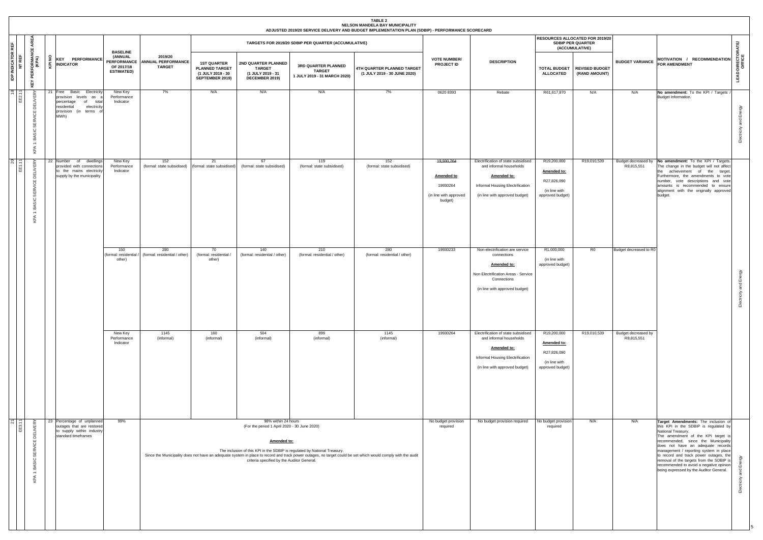**TABLE 2**
**NELSON MANDELA BAY MUNICIPALITY**
**ADJUSTED 2019/20 SERVICE DELIVERY AND BUDGET IMPLEMENTATION PLAN (SDBIP) - PERFORMANCE SCORECARD**

| IDP INDICATOR REF | NT REF | KEY PERFORMANCE AREA (KPA) | KPI NO | KEY PERFORMANCE INDICATOR | BASELINE (ANNUAL PERFORMANCE OF 2017/18 ESTIMATED) | 2019/20 ANNUAL PERFORMANCE TARGET | TARGETS FOR 2019/20 SDBIP PER QUARTER (ACCUMULATIVE) | | | | VOTE NUMBER/ PROJECT ID | DESCRIPTION | RESOURCES ALLOCATED FOR 2019/20 SDBIP PER QUARTER (ACCUMULATIVE) | | BUDGET VARIANCE | MOTIVATION / RECOMMENDATION FOR AMENDMENT | LEAD DIRECTORATE/ OFFICE |
|---|---|---|---|---|---|---|---|---|---|---|---|---|---|---|---|---|---|
| | | | | | | | 1ST QUARTER PLANNED TARGET (1 JULY 2019 - 30 SEPTEMBER 2019) | 2ND QUARTER PLANNED TARGET (1 JULY 2019 - 31 DECEMBER 2019) | 3RD QUARTER PLANNED TARGET 1 JULY 2019 - 31 MARCH 2020) | 4TH QUARTER PLANNED TARGET (1 JULY 2019 - 30 JUNE 2020) | | | TOTAL BUDGET ALLOCATED | REVISED BUDGET (RAND AMOUNT) | | | |
| 18 | EE2.11 | KPA 1: BASIC SERVICE DELIVERY | 21 | Free Basic Electricity provision levels as a percentage of total residential electricity provision (in terms of MWh) | New Key Performance Indicator | 7% | N/A | N/A | N/A | 7% | 0620 8393 | Rebate | R61,617,870 | N/A | N/A | **No amendment:** To the KPI / Targets / Budget Information. | Electricity and Energy |
| 20 | EE1.11 | KPA 1: BASIC SERVICE DELIVERY | 22 | Number of dwellings provided with connections to the mains electricity supply by the municipality | New Key Performance Indicator | 152 (formal: state subsidised) | 21 (formal: state subsidised) | 67 (formal: state subsidised) | 119 (formal: state subsidised) | 152 (formal: state subsidised) | ~~19,930,264~~ **Amended to**: 19930264 (in line with approved budget) | Electrification of state subsidised and informal households **Amended to:** Informal Housing Electrification (in line with approved budget) | R19,200,000 **Amended to:** R27,826,090 (in line with approved budget) | R19,010,539 | Budget decreased by R8,815,551 | **No amendment:** To the KPI / Targets. The change in the budget will not affect the achievement of the target. Furthermore, the amendments to vote number, vote descriptions and vote amounts is recommended to ensure alignment with the originally approved budget. | Electricity and Energy |
| | | | | | 150 (formal: residential / other) | 280 (formal: residential / other) | 70 (formal: residential / other) | 140 (formal: residential / other) | 210 (formal: residential / other) | 280 (formal: residential / other) | 19930233 | Non-electrification are service connections **Amended to:** Non Electrification Areas - Service Connections (in line with approved budget) | R1,000,000 (in line with approved budget) | R0 | Budget decreased to R0 | | |
| | | | | | New Key Performance Indicator | 1145 (informal) | 160 (informal) | 504 (informal) | 899 (informal) | 1145 (informal) | 19930264 | Electrification of state subsidised and informal households **Amended to:** Informal Housing Electrification (in line with approved budget) | R19,200,000 **Amended to:** R27,826,090 (in line with approved budget) | R19,010,539 | Budget decreased by R8,815,551 | | |
| 21 | EE3.11 | KPA 1: BASIC SERVICE DELIVERY | 23 | Percentage of unplanned outages that are restored to supply within industry standard timeframes | 99% | 98% within 24 hours (For the period 1 April 2020 - 30 June 2020) **Amended to:** The inclusion of this KPI in the SDBIP is regulated by National Treasury. Since the Municipality does not have an adequate system in place to record and track power outages, no target could be set which would comply with the audit criteria specified by the Auditor General. | | | | | No budget provision required | No budget provision required | No budget provision required | N/A | N/A | **Target Amendments:** The inclusion of this KPI in the SDBIP is regulated by National Treasury. The amendment of the KPI target is recommended, since the Municipality does not have an adequate records management / reporting system in place to record and track power outages, the removal of the targets from the SDBIP is recommended to avoid a negative opinion being expressed by the Auditor General. | Electricity and Energy |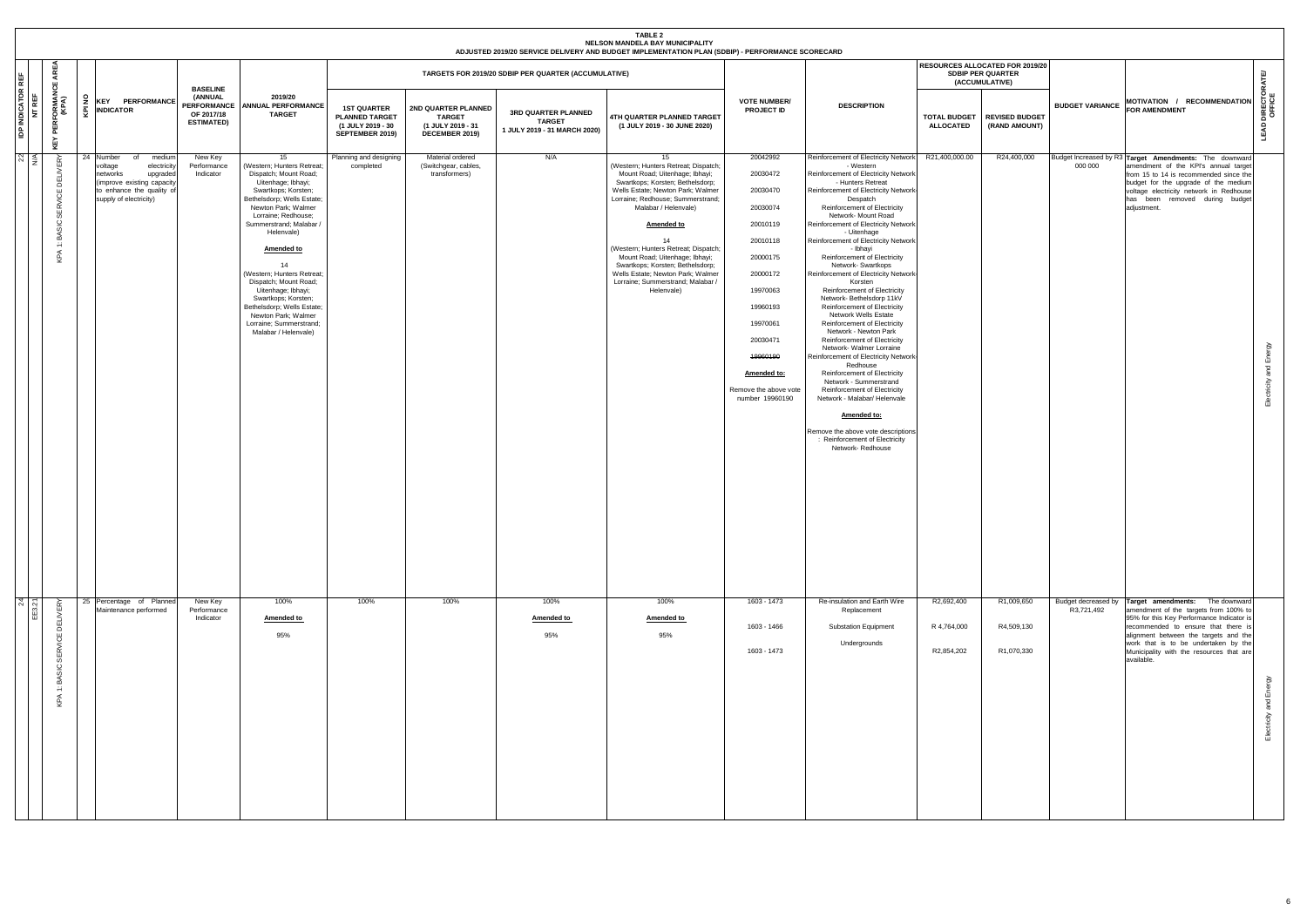**TABLE 2**
**NELSON MANDELA BAY MUNICIPALITY**
**ADJUSTED 2019/20 SERVICE DELIVERY AND BUDGET IMPLEMENTATION PLAN (SDBIP) - PERFORMANCE SCORECARD**

| IDP INDICATOR REF | NT REF | KEY PERFORMANCE AREA (KPA) | KPI NO | KEY PERFORMANCE INDICATOR | BASELINE (ANNUAL PERFORMANCE OF 2017/18 ESTIMATED) | 2019/20 ANNUAL PERFORMANCE TARGET | TARGETS FOR 2019/20 SDBIP PER QUARTER (ACCUMULATIVE) | | | | VOTE NUMBER/ PROJECT ID | DESCRIPTION | RESOURCES ALLOCATED FOR 2019/20 SDBIP PER QUARTER (ACCUMULATIVE) | | BUDGET VARIANCE | MOTIVATION / RECOMMENDATION FOR AMENDMENT | LEAD DIRECTORATE/ OFFICE |
|---|---|---|---|---|---|---|---|---|---|---|---|---|---|---|---|---|---|
| | | | | | | | 1ST QUARTER PLANNED TARGET (1 JULY 2019 - 30 SEPTEMBER 2019) | 2ND QUARTER PLANNED TARGET (1 JULY 2019 - 31 DECEMBER 2019) | 3RD QUARTER PLANNED TARGET 1 JULY 2019 - 31 MARCH 2020) | 4TH QUARTER PLANNED TARGET (1 JULY 2019 - 30 JUNE 2020) | | | TOTAL BUDGET ALLOCATED | REVISED BUDGET (RAND AMOUNT) | | | |
| 22 | N/A | KPA 1: BASIC SERVICE DELIVERY | 24 | Number of medium voltage electricity networks upgraded (improve existing capacity to enhance the quality of supply of electricity) | New Key Performance Indicator | 15 (Western; Hunters Retreat; Dispatch; Mount Road; Uitenhage; Ibhayi; Swartkops; Korsten; Bethelsdorp; Wells Estate; Newton Park; Walmer Lorraine; Redhouse; Summerstrand; Malabar / Helenvale)<br><br>**Amended to**<br><br>14<br>(Western; Hunters Retreat; Dispatch; Mount Road; Uitenhage; Ibhayi; Swartkops; Korsten; Bethelsdorp; Wells Estate; Newton Park; Walmer Lorraine; Summerstrand; Malabar / Helenvale) | Planning and designing completed | Material ordered (Switchgear, cables, transformers) | N/A | 15<br>(Western; Hunters Retreat; Dispatch; Mount Road; Uitenhage; Ibhayi; Swartkops; Korsten; Bethelsdorp; Wells Estate; Newton Park; Walmer Lorraine; Redhouse; Summerstrand; Malabar / Helenvale)<br><br>**Amended to**<br><br>14<br>(Western; Hunters Retreat; Dispatch; Mount Road; Uitenhage; Ibhayi; Swartkops; Korsten; Bethelsdorp; Wells Estate; Newton Park; Walmer Lorraine; Summerstrand; Malabar / Helenvale) | 20042992<br><br>20030472<br><br>20030470<br><br>20030074<br><br>20010119<br><br>20010118<br><br>20000175<br><br>20000172<br><br>19970063<br><br>19960193<br><br>19970061<br><br>20030471<br><br>~~19960190~~<br><br>**Amended to:**<br><br>Remove the above vote number 19960190 | Reinforcement of Electricity Network - Western<br>Reinforcement of Electricity Network - Hunters Retreat<br>Reinforcement of Electricity Network- Despatch<br>Reinforcement of Electricity Network- Mount Road<br>Reinforcement of Electricity Network - Uitenhage<br>Reinforcement of Electricity Network - Ibhayi<br>Reinforcement of Electricity Network- Swartkops<br>Reinforcement of Electricity Network- Korsten<br>Reinforcement of Electricity Network- Bethelsdorp 11kV<br>Reinforcement of Electricity Network Wells Estate<br>Reinforcement of Electricity Network - Newton Park<br>Reinforcement of Electricity Network- Walmer Lorraine<br>Reinforcement of Electricity Network- Redhouse<br>Reinforcement of Electricity Network - Summerstrand<br>Reinforcement of Electricity Network - Malabar/ Helenvale<br><br>**Amended to:**<br><br>Remove the above vote descriptions : Reinforcement of Electricity Network- Redhouse | R21,400,000.00 | R24,400,000 | Budget Increased by R3 000 000 | **Target Amendments:** The downward amendment of the KPI's annual target from 15 to 14 is recommended since the budget for the upgrade of the medium voltage electricity network in Redhouse has been removed during budget adjustment. | Electricity and Energy |
| 24 | EE3.21 | KPA 1: BASIC SERVICE DELIVERY | 25 | Percentage of Planned Maintenance performed | New Key Performance Indicator | 100%<br><br>**Amended to**<br><br>95% | 100% | 100% | 100%<br><br>**Amended to**<br><br>95% | 100%<br><br>**Amended to**<br><br>95% | 1603 - 1473<br><br>1603 - 1466<br><br>1603 - 1473 | Re-insulation and Earth Wire Replacement<br><br>Substation Equipment<br><br>Undergrounds | R2,692,400<br><br>R 4,764,000<br><br>R2,854,202 | R1,009,650<br><br>R4,509,130<br><br>R1,070,330 | Budget decreased by R3,721,492 | **Target amendments:** The downward amendment of the targets from 100% to 95% for this Key Performance Indicator is recommended to ensure that there is alignment between the targets and the work that is to be undertaken by the Municipality with the resources that are available. | Electricity and Energy |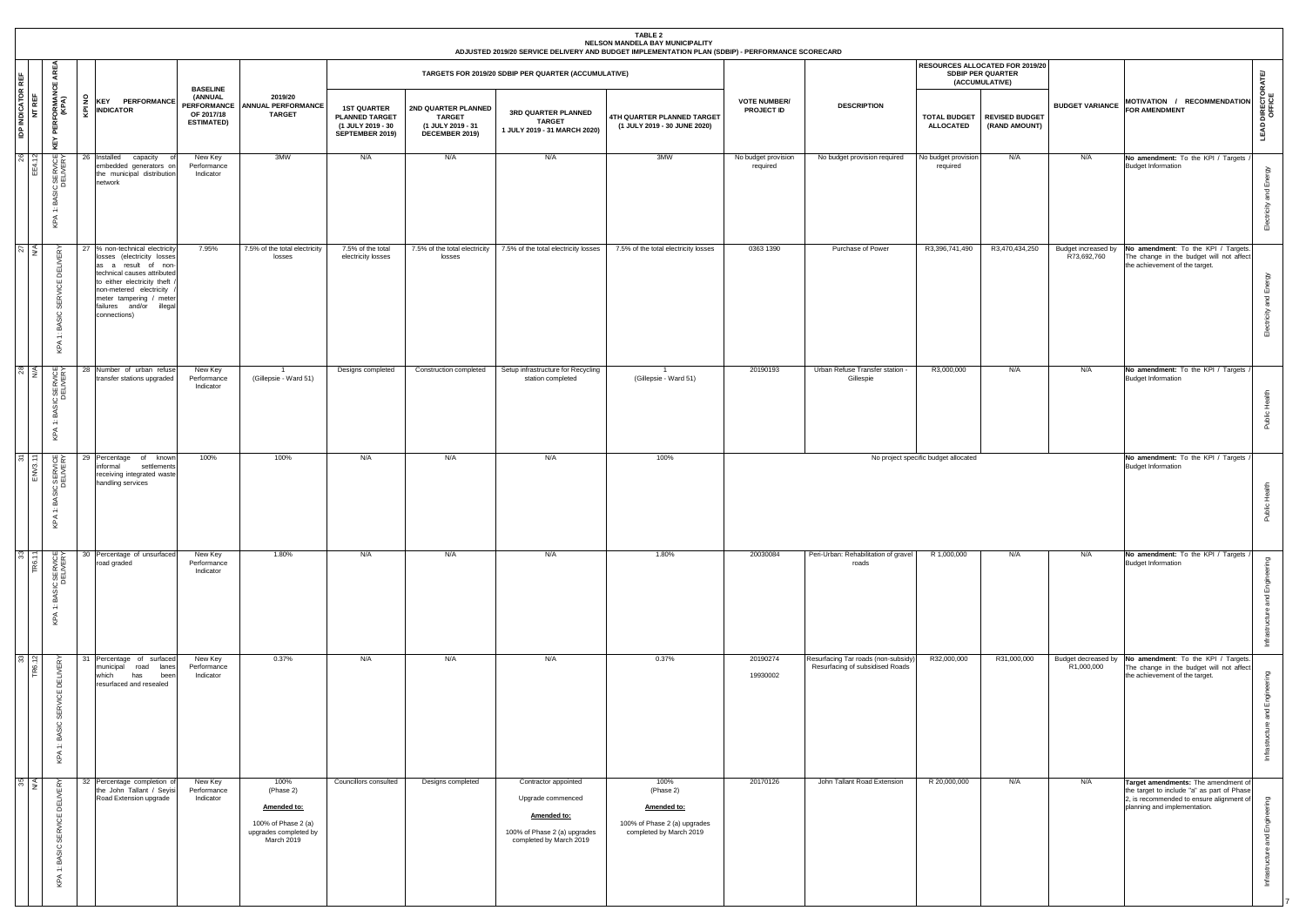**TABLE 2**
**NELSON MANDELA BAY MUNICIPALITY**
**ADJUSTED 2019/20 SERVICE DELIVERY AND BUDGET IMPLEMENTATION PLAN (SDBIP) - PERFORMANCE SCORECARD**

| IDP INDICATOR REF | NT REF | KEY PERFORMANCE AREA (KPA) | KPI NO | KEY PERFORMANCE INDICATOR | BASELINE (ANNUAL PERFORMANCE OF 2017/18 ESTIMATED) | 2019/20 ANNUAL PERFORMANCE TARGET | TARGETS FOR 2019/20 SDBIP PER QUARTER (ACCUMULATIVE) | | | | VOTE NUMBER/ PROJECT ID | DESCRIPTION | RESOURCES ALLOCATED FOR 2019/20 SDBIP PER QUARTER (ACCUMULATIVE) | | BUDGET VARIANCE | MOTIVATION / RECOMMENDATION FOR AMENDMENT | LEAD DIRECTORATE/ OFFICE |
|---|---|---|---|---|---|---|---|---|---|---|---|---|---|---|---|---|---|
| | | | | | | | 1ST QUARTER PLANNED TARGET (1 JULY 2019 - 30 SEPTEMBER 2019) | 2ND QUARTER PLANNED TARGET (1 JULY 2019 - 31 DECEMBER 2019) | 3RD QUARTER PLANNED TARGET 1 JULY 2019 - 31 MARCH 2020) | 4TH QUARTER PLANNED TARGET (1 JULY 2019 - 30 JUNE 2020) | | | TOTAL BUDGET ALLOCATED | REVISED BUDGET (RAND AMOUNT) | | | |
| 26 | EE4.12 | KPA 1: BASIC SERVICE DELIVERY | 26 | Installed capacity of embedded generators on the municipal distribution network | New Key Performance Indicator | 3MW | N/A | N/A | N/A | 3MW | No budget provision required | No budget provision required | No budget provision required | N/A | N/A | **No amendment:** To the KPI / Targets / Budget Information | Electricity and Energy |
| 27 | N/A | KPA 1: BASIC SERVICE DELIVERY | 27 | % non-technical electricity losses (electricity losses as a result of non-technical causes attributed to either electricity theft / non-metered electricity / meter tampering / meter failures and/or illegal connections) | 7.95% | 7.5% of the total electricity losses | 7.5% of the total electricity losses | 7.5% of the total electricity losses | 7.5% of the total electricity losses | 7.5% of the total electricity losses | 0363 1390 | Purchase of Power | R3,396,741,490 | R3,470,434,250 | Budget increased by R73,692,760 | **No amendment**: To the KPI / Targets. The change in the budget will not affect the achievement of the target. | Electricity and Energy |
| 28 | N/A | KPA 1: BASIC SERVICE DELIVERY | 28 | Number of urban refuse transfer stations upgraded | New Key Performance Indicator | 1 (Gillepsie - Ward 51) | Designs completed | Construction completed | Setup infrastructure for Recycling station completed | 1 (Gillepsie - Ward 51) | 20190193 | Urban Refuse Transfer station - Gillespie | R3,000,000 | N/A | N/A | **No amendment:** To the KPI / Targets / Budget Information | Public Health |
| 31 | ENV3.11 | KPA 1: BASIC SERVICE DELIVERY | 29 | Percentage of known informal settlements receiving integrated waste handling services | 100% | 100% | N/A | N/A | N/A | 100% | No project specific budget allocated | | | | | **No amendment:** To the KPI / Targets / Budget Information | Public Health |
| 33 | TR6.11 | KPA 1: BASIC SERVICE DELIVERY | 30 | Percentage of unsurfaced road graded | New Key Performance Indicator | 1.80% | N/A | N/A | N/A | 1.80% | 20030084 | Peri-Urban: Rehabilitation of gravel roads | R 1,000,000 | N/A | N/A | **No amendment:** To the KPI / Targets / Budget Information | Infrastructure and Engineering |
| 33 | TR6.12 | KPA 1: BASIC SERVICE DELIVERY | 31 | Percentage of surfaced municipal road lanes which has been resurfaced and resealed | New Key Performance Indicator | 0.37% | N/A | N/A | N/A | 0.37% | 20190274<br>19930002 | Resurfacing Tar roads (non-subsidy)<br>Resurfacing of subsidised Roads | R32,000,000 | R31,000,000 | Budget decreased by R1,000,000 | **No amendment**: To the KPI / Targets. The change in the budget will not affect the achievement of the target. | Infrastructure and Engineering |
| 35 | N/A | KPA 1: BASIC SERVICE DELIVERY | 32 | Percentage completion of the John Tallant / Seyisi Road Extension upgrade | New Key Performance Indicator | 100% (Phase 2)<br>**Amended to:**<br>100% of Phase 2 (a) upgrades completed by March 2019 | Councillors consulted | Designs completed | Contractor appointed<br>Upgrade commenced<br>**Amended to:**<br>100% of Phase 2 (a) upgrades completed by March 2019 | 100% (Phase 2)<br>**Amended to:**<br>100% of Phase 2 (a) upgrades completed by March 2019 | 20170126 | John Tallant Road Extension | R 20,000,000 | N/A | N/A | **Target amendments:** The amendment of the target to include "a" as part of Phase 2, is recommended to ensure alignment of planning and implementation. | Infrastructure and Engineering |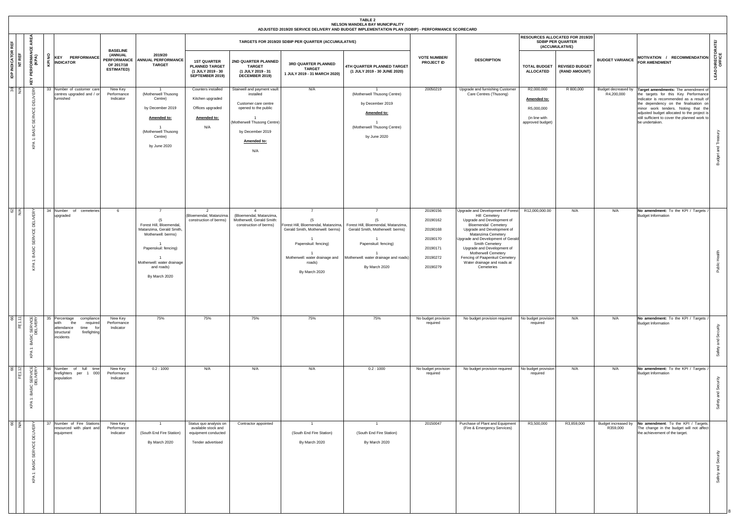**TABLE 2**
**NELSON MANDELA BAY MUNICIPALITY**
**ADJUSTED 2019/20 SERVICE DELIVERY AND BUDGET IMPLEMENTATION PLAN (SDBIP) - PERFORMANCE SCORECARD**

| IDP INDICATOR REF | NT REF | KEY PERFORMANCE AREA (KPA) | KPI NO | KEY PERFORMANCE INDICATOR | BASELINE (ANNUAL PERFORMANCE OF 2017/18 ESTIMATED) | 2019/20 ANNUAL PERFORMANCE TARGET | TARGETS FOR 2019/20 SDBIP PER QUARTER (ACCUMULATIVE) | | | | VOTE NUMBER/ PROJECT ID | DESCRIPTION | RESOURCES ALLOCATED FOR 2019/20 SDBIP PER QUARTER (ACCUMULATIVE) | | BUDGET VARIANCE | MOTIVATION / RECOMMENDATION FOR AMENDMENT | LEAD DIRECTORATE/ OFFICE |
|---|---|---|---|---|---|---|---|---|---|---|---|---|---|---|---|---|---|
| | | | | | | | 1ST QUARTER PLANNED TARGET (1 JULY 2019 - 30 SEPTEMBER 2019) | 2ND QUARTER PLANNED TARGET (1 JULY 2019 - 31 DECEMBER 2019) | 3RD QUARTER PLANNED TARGET 1 JULY 2019 - 31 MARCH 2020) | 4TH QUARTER PLANNED TARGET (1 JULY 2019 - 30 JUNE 2020) | | | TOTAL BUDGET ALLOCATED | REVISED BUDGET (RAND AMOUNT) | | | |
| 38 | N/A | KPA 1: BASIC SERVICE DELIVERY | 33 | Number of customer care centres upgraded and / or furnished | New Key Performance Indicator | 1 (Motherwell Thusong Centre) by December 2019 **Amended to:** 1 (Motherwell Thusong Centre) by June 2020 | Counters installed Kitchen upgraded Offices upgraded **Amended to:** N/A | Stairwell and payment vault installed Customer care centre opened to the public 1 (Motherwell Thusong Centre) by December 2019 **Amended to:** N/A | N/A | 1 (Motherwell Thusong Centre) by December 2019 **Amended to:** 1 (Motherwell Thusong Centre) by June 2020 | 20050219 | Upgrade and furnishing Customer Care Centres (Thusong) | R2,000,000 **Amended to:** R5,000,000 (in line with approved budget) | R 800,000 | Budget decreased by R4,200,000 | **Target amendments:** The amendment of the targets for this Key Performance Indicator is recommended as a result of the dependency on the finalisation on minor work tenders. Noting that the adjusted budget allocated to the project is still sufficient to cover the planned work to be undertaken. | Budget and Treasury |
| 62 | N/A | KPA 1: BASIC SERVICE DELIVERY | 34 | Number of cemeteries upgraded | 6 | 7 (5 Forest Hill, Bloemendal, Matanzima, Gerald Smith, Motherwell: berms) 1 Papenskuil: fencing) 1 Motherwell: water drainage and roads) By March 2020 | 2 (Bloemendal, Matanzima: construction of berms) | 4 (Bloemendal, Matanzima, Motherwell, Gerald Smith: construction of berms) | 7 (5 Forest Hill, Bloemendal, Matanzima, Gerald Smith, Motherwell: berms) 1 Papenskuil: fencing) 1 Motherwell: water drainage and roads) By March 2020 | 7 (5 Forest Hill, Bloemendal, Matanzima, Gerald Smith, Motherwell: berms) 1 Papenskuil: fencing) 1 Motherwell: water drainage and roads) By March 2020 | 20190156 20190162 20190168 20190170 20190171 20190272 20190279 | Upgrade and Development of Forest Hill Cemetery Upgrade and Development of Bloemendal Cemetery Upgrade and Development of Matanzima Cemetery Upgrade and Development of Gerald Smith Cemetery Upgrade and Development of Motherwell Cemetery Fencing of Paapenkuil Cemetery Water drainage and roads at Cemeteries | R12,000,000.00 | N/A | N/A | **No amendment:** To the KPI / Targets / Budget Information | Public Health |
| 66 | FE1.11 | KPA 1: BASIC SERVICE DELIVERY | 35 | Percentage compliance with the required attendance time for structural firefighting incidents | New Key Performance Indicator | 75% | 75% | 75% | 75% | 75% | No budget provision required | No budget provision required | No budget provision required | N/A | N/A | **No amendment:** To the KPI / Targets / Budget Information | Safety and Security |
| 66 | FE1.12 | KPA 1: BASIC SERVICE DELIVERY | 36 | Number of full time firefighters per 1 000 population | New Key Performance Indicator | 0.2 : 1000 | N/A | N/A | N/A | 0.2 : 1000 | No budget provision required | No budget provision required | No budget provision required | N/A | N/A | **No amendment:** To the KPI / Targets / Budget Information | Safety and Security |
| 66 | N/A | KPA 1: BASIC SERVICE DELIVERY | 37 | Number of Fire Stations resourced with plant and equipment | New Key Performance Indicator | 1 (South End Fire Station) By March 2020 | Status quo analysis on available stock and equipment conducted Tender advertised | Contractor appointed | 1 (South End Fire Station) By March 2020 | 1 (South End Fire Station) By March 2020 | 20150047 | Purchase of Plant and Equipment (Fire & Emergency Services) | R3,500,000 | R3,859,000 | Budget increased by R359,000 | **No amendment:** To the KPI / Targets. The change in the budget will not affect the achievement of the target. | Safety and Security |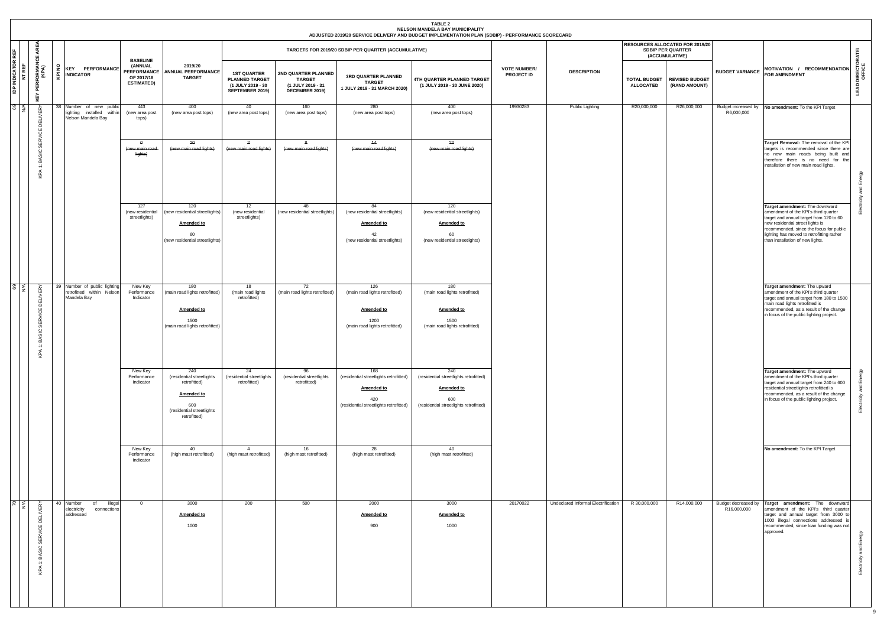**TABLE 2**
**NELSON MANDELA BAY MUNICIPALITY**
**ADJUSTED 2019/20 SERVICE DELIVERY AND BUDGET IMPLEMENTATION PLAN (SDBIP) - PERFORMANCE SCORECARD**

| IDP INDICATOR REF | NT REF | KEY PERFORMANCE AREA (KPA) | KPI NO | KEY PERFORMANCE INDICATOR | BASELINE (ANNUAL PERFORMANCE OF 2017/18 ESTIMATED) | 2019/20 ANNUAL PERFORMANCE TARGET | TARGETS FOR 2019/20 SDBIP PER QUARTER (ACCUMULATIVE) | | | | VOTE NUMBER/ PROJECT ID | DESCRIPTION | RESOURCES ALLOCATED FOR 2019/20 SDBIP PER QUARTER (ACCUMULATIVE) | | BUDGET VARIANCE | MOTIVATION / RECOMMENDATION FOR AMENDMENT | LEAD DIRECTORATE/ OFFICE |
|---|---|---|---|---|---|---|---|---|---|---|---|---|---|---|---|---|---|
| | | | | | | | 1ST QUARTER PLANNED TARGET (1 JULY 2019 - 30 SEPTEMBER 2019) | 2ND QUARTER PLANNED TARGET (1 JULY 2019 - 31 DECEMBER 2019) | 3RD QUARTER PLANNED TARGET 1 JULY 2019 - 31 MARCH 2020) | 4TH QUARTER PLANNED TARGET (1 JULY 2019 - 30 JUNE 2020) | | | TOTAL BUDGET ALLOCATED | REVISED BUDGET (RAND AMOUNT) | | | |
| 69 | N/A | KPA 1: BASIC SERVICE DELIVERY | 38 | Number of new public lighting installed within Nelson Mandela Bay | 443 (new area post tops) | 400 (new area post tops) | 40 (new area post tops) | 160 (new area post tops) | 280 (new area post tops) | 400 (new area post tops) | 19930283 | Public Lighting | R20,000,000 | R26,000,000 | Budget increased by R6,000,000 | **No amendment:** To the KPI Target | Electricity and Energy |
| | | | | | ~~0 (new main road lights)~~ | ~~20 (new main road lights)~~ | ~~2 (new main road lights)~~ | ~~8 (new main road lights)~~ | ~~14 (new main road lights)~~ | ~~20 (new main road lights)~~ | | | | | | **Target Removal:** The removal of the KPI targets is recommended since there are no new main roads being built and therefore there is no need for the installation of new main road lights. | |
| | | | | | 127 (new residential streetlights) | 120 (new residential streetlights) **Amended to** 60 (new residential streetlights) | 12 (new residential streetlights) | 48 (new residential streetlights) | 84 (new residential streetlights) **Amended to** 42 (new residential streetlights) | 120 (new residential streetlights) **Amended to** 60 (new residential streetlights) | | | | | | **Target amendment:** The downward amendment of the KPI's third quarter target and annual target from 120 to 60 new residential street lights is recommended, since the focus for public lighting has moved to retrofitting rather than installation of new lights. | |
| 69 | N/A | KPA 1: BASIC SERVICE DELIVERY | 39 | Number of public lighting retrofitted within Nelson Mandela Bay | New Key Performance Indicator | 180 (main road lights retrofitted) **Amended to** 1500 (main road lights retrofitted) | 18 (main road lights retrofitted) | 72 (main road lights retrofitted) | 126 (main road lights retrofitted) **Amended to** 1200 (main road lights retrofitted) | 180 (main road lights retrofitted) **Amended to** 1500 (main road lights retrofitted) | | | | | | **Target amendment:** The upward amendment of the KPI's third quarter target and annual target from 180 to 1500 main road lights retrofitted is recommended, as a result of the change in focus of the public lighting project. | Electricity and Energy |
| | | | | | New Key Performance Indicator | 240 (residential streetlights retrofitted) **Amended to** 600 (residential streetlights retrofitted) | 24 (residential streetlights retrofitted) | 96 (residential streetlights retrofitted) | 168 (residential streetlights retrofitted) **Amended to** 420 (residential streetlights retrofitted) | 240 (residential streetlights retrofitted) **Amended to** 600 (residential streetlights retrofitted) | | | | | | **Target amendment:** The upward amendment of the KPI's third quarter target and annual target from 240 to 600 residential streetlights retrofitted is recommended, as a result of the change in focus of the public lighting project. | |
| | | | | | New Key Performance Indicator | 40 (high mast retrofitted) | 4 (high mast retrofitted) | 16 (high mast retrofitted) | 28 (high mast retrofitted) | 40 (high mast retrofitted) | | | | | | **No amendment:** To the KPI Target | |
| 70 | N/A | KPA 1: BASIC SERVICE DELIVERY | 40 | Number of illegal electricity connections addressed | 0 | 3000 **Amended to** 1000 | 200 | 500 | 2000 **Amended to** 900 | 3000 **Amended to** 1000 | 20170022 | Undeclared Informal Electrification | R 30,000,000 | R14,000,000 | Budget decreased by R16,000,000 | **Target amendment:** The downward amendment of the KPI's third quarter target and annual target from 3000 to 1000 illegal connections addressed is recommended, since loan funding was not approved. | Electricity and Energy |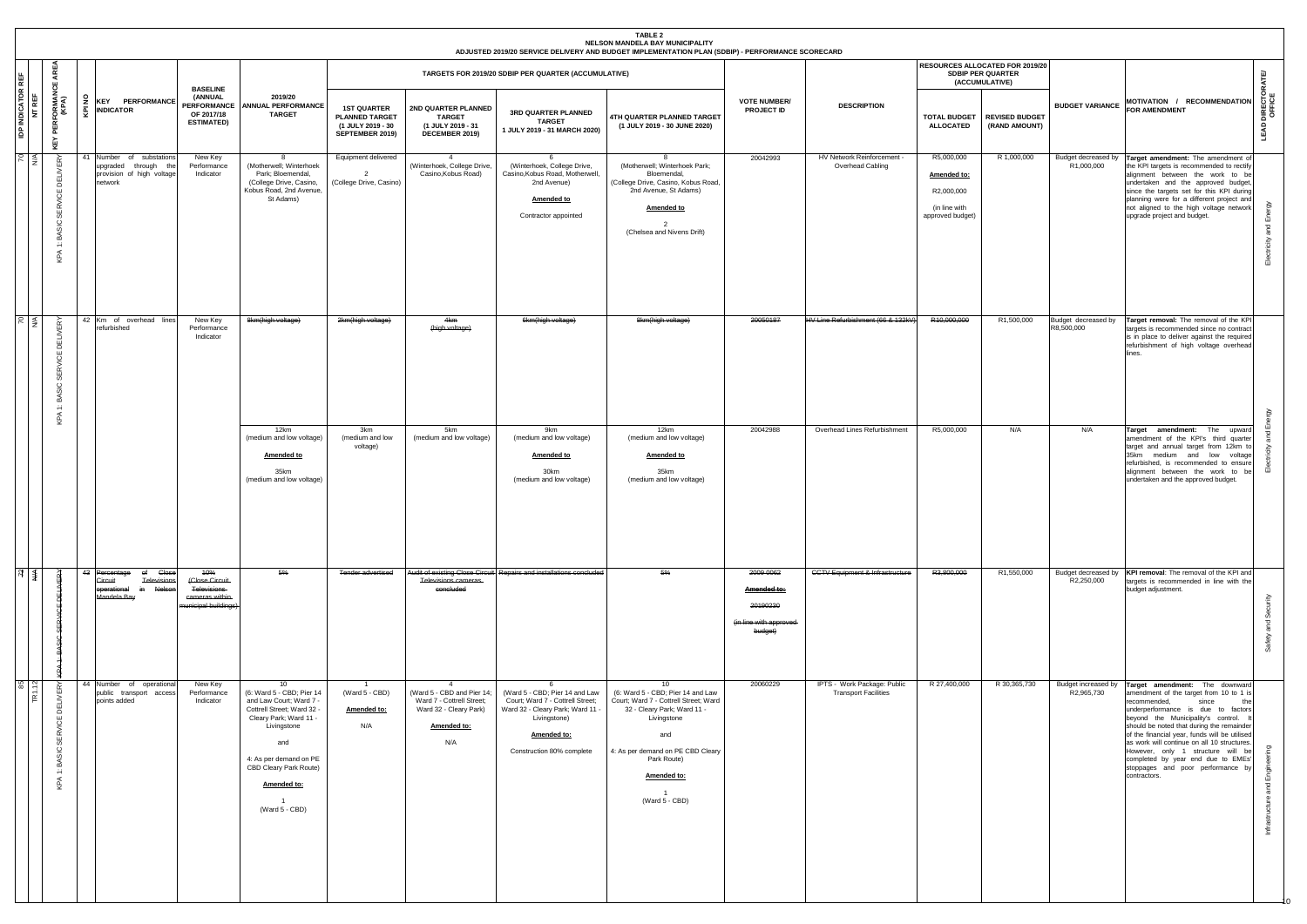**TABLE 2**
**NELSON MANDELA BAY MUNICIPALITY**
**ADJUSTED 2019/20 SERVICE DELIVERY AND BUDGET IMPLEMENTATION PLAN (SDBIP) - PERFORMANCE SCORECARD**

| IDP INDICATOR REF | NT REF | KEY PERFORMANCE AREA (KPA) | KPI NO | KEY PERFORMANCE INDICATOR | BASELINE (ANNUAL PERFORMANCE OF 2017/18 ESTIMATED) | 2019/20 ANNUAL PERFORMANCE TARGET | TARGETS FOR 2019/20 SDBIP PER QUARTER (ACCUMULATIVE) | | | | VOTE NUMBER/ PROJECT ID | DESCRIPTION | RESOURCES ALLOCATED FOR 2019/20 SDBIP PER QUARTER (ACCUMULATIVE) | | BUDGET VARIANCE | MOTIVATION / RECOMMENDATION FOR AMENDMENT | LEAD DIRECTORATE/ OFFICE |
|---|---|---|---|---|---|---|---|---|---|---|---|---|---|---|---|---|---|
| | | | | | | | 1ST QUARTER PLANNED TARGET (1 JULY 2019 - 30 SEPTEMBER 2019) | 2ND QUARTER PLANNED TARGET (1 JULY 2019 - 31 DECEMBER 2019) | 3RD QUARTER PLANNED TARGET 1 JULY 2019 - 31 MARCH 2020) | 4TH QUARTER PLANNED TARGET (1 JULY 2019 - 30 JUNE 2020) | | | TOTAL BUDGET ALLOCATED | REVISED BUDGET (RAND AMOUNT) | | | |
| 70 | N/A | KPA 1: BASIC SERVICE DELIVERY | 41 | Number of substations upgraded through the provision of high voltage network | New Key Performance Indicator | 8 (Motherwell; Winterhoek Park; Bloemendal, (College Drive, Casino, Kobus Road, 2nd Avenue, St Adams) | Equipment delivered<br><br>2<br>(College Drive, Casino) | 4<br>(Winterhoek, College Drive, Casino,Kobus Road) | 6<br>(Winterhoek, College Drive, Casino,Kobus Road, Motherwell, 2nd Avenue)<br><br>**Amended to**<br><br>Contractor appointed | 8<br>(Motherwell; Winterhoek Park; Bloemendal, (College Drive, Casino, Kobus Road, 2nd Avenue, St Adams)<br><br>**Amended to**<br><br>2<br>(Chelsea and Nivens Drift) | 20042993 | HV Network Reinforcement - Overhead Cabling | R5,000,000<br><br>**Amended to:**<br><br>R2,000,000<br><br>(in line with approved budget) | R 1,000,000 | Budget decreased by R1,000,000 | **Target amendment:** The amendment of the KPI targets is recommended to rectify alignment between the work to be undertaken and the approved budget, since the targets set for this KPI during planning were for a different project and not aligned to the high voltage network upgrade project and budget. | Electricity and Energy |
| 70 | N/A | KPA 1: BASIC SERVICE DELIVERY | 42 | Km of overhead lines refurbished | New Key Performance Indicator | ~~6km(high voltage)~~ | ~~2km(high voltage)~~ | ~~4km (high voltage)~~ | ~~6km(high voltage)~~ | ~~6km(high voltage)~~ | ~~20050187~~ | ~~HV Line Refurbishment (66 & 132kV)~~ | ~~R10,000,000~~ | R1,500,000 | Budget decreased by R8,500,000 | **Target removal:** The removal of the KPI targets is recommended since no contract is in place to deliver against the required refurbishment of high voltage overhead lines. | Electricity and Energy |
| | | | | | | 12km (medium and low voltage)<br><br>**Amended to**<br><br>35km (medium and low voltage) | 3km (medium and low voltage) | 5km (medium and low voltage) | 9km (medium and low voltage)<br><br>**Amended to**<br><br>30km (medium and low voltage) | 12km (medium and low voltage)<br><br>**Amended to**<br><br>35km (medium and low voltage) | 20042988 | Overhead Lines Refurbishment | R5,000,000 | N/A | N/A | **Target amendment:** The upward amendment of the KPI's third quarter target and annual target from 12km to 35km medium and low voltage refurbished, is recommended to ensure alignment between the work to be undertaken and the approved budget. | |
| ~~72~~ | ~~N/A~~ | ~~KPA 1: BASIC SERVICE DELIVERY~~ | ~~43~~ | ~~Percentage of Close Circuit Televisions operational in Nelson Mandela Bay~~ | ~~10% (Close Circuit Televisions cameras within municipal buildings)~~ | ~~5%~~ | ~~Tender advertised~~ | ~~Audit of existing Close Circuit Televisions cameras concluded~~ | ~~Repairs and installations concluded~~ | ~~5%~~ | ~~2009 0062~~<br><br>~~Amended to:~~<br><br>~~20190230~~<br><br>~~(in line with approved budget)~~ | ~~CCTV Equipment & Infrastructure~~ | ~~R3,800,000~~ | R1,550,000 | Budget decreased by R2,250,000 | **KPI removal**: The removal of the KPI and targets is recommended in line with the budget adjustment. | Safety and Security |
| 85 | TR1.12 | KPA 1: BASIC SERVICE DELIVERY | 44 | Number of operational public transport access points added | New Key Performance Indicator | 10<br>(6: Ward 5 - CBD; Pier 14 and Law Court; Ward 7 - Cottrell Street; Ward 32 - Cleary Park; Ward 11 - Livingstone<br><br>and<br><br>4: As per demand on PE CBD Cleary Park Route)<br><br>**Amended to:**<br><br>1<br>(Ward 5 - CBD) | 1<br>(Ward 5 - CBD)<br><br>**Amended to:**<br><br>N/A | 4<br>(Ward 5 - CBD and Pier 14; Ward 7 - Cottrell Street; Ward 32 - Cleary Park)<br><br>**Amended to:**<br><br>N/A | 6<br>(Ward 5 - CBD; Pier 14 and Law Court; Ward 7 - Cottrell Street; Ward 32 - Cleary Park; Ward 11 - Livingstone)<br><br>**Amended to:**<br><br>Construction 80% complete | 10<br>(6: Ward 5 - CBD; Pier 14 and Law Court; Ward 7 - Cottrell Street; Ward 32 - Cleary Park; Ward 11 - Livingstone<br><br>and<br><br>4: As per demand on PE CBD Cleary Park Route)<br><br>**Amended to:**<br><br>1<br>(Ward 5 - CBD) | 20060229 | IPTS - Work Package: Public Transport Facilities | R 27,400,000 | R 30,365,730 | Budget increased by R2,965,730 | **Target amendment:** The downward amendment of the target from 10 to 1 is recommended, since the underperformance is due to factors beyond the Municipality's control. It should be noted that during the remainder of the financial year, funds will be utilised as work will continue on all 10 structures. However, only 1 structure will be completed by year end due to EMEs' stoppages and poor performance by contractors. | Infrastructure and Engineering |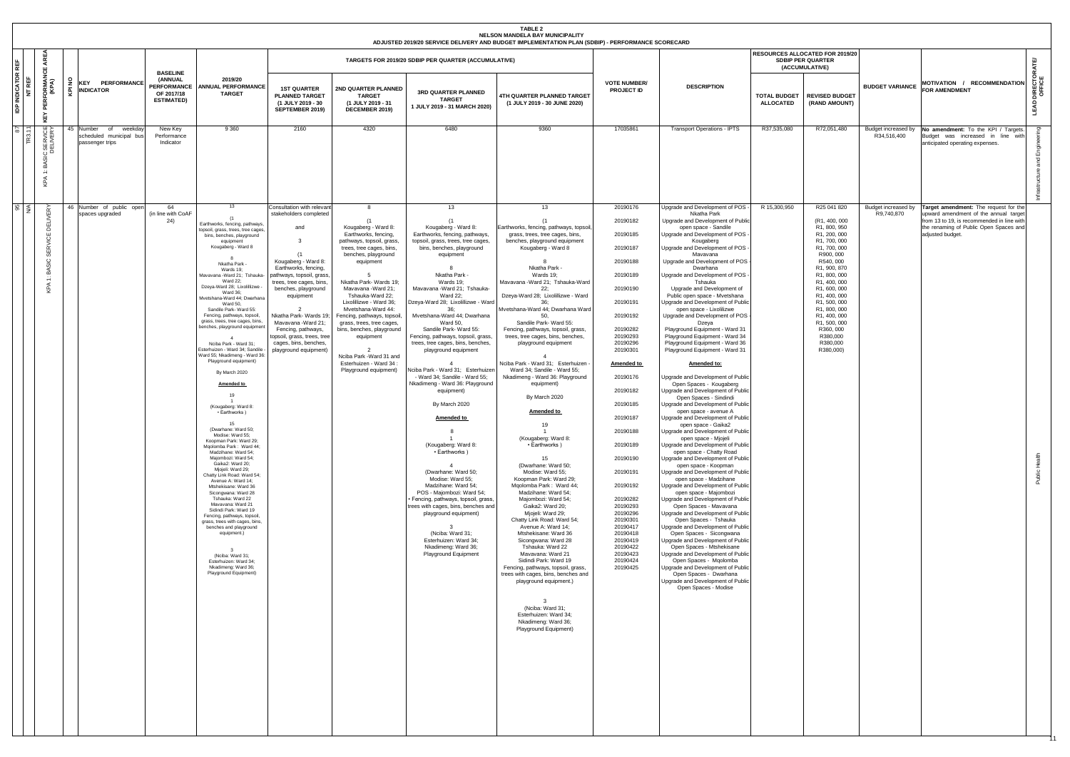**TABLE 2**
**NELSON MANDELA BAY MUNICIPALITY**
**ADJUSTED 2019/20 SERVICE DELIVERY AND BUDGET IMPLEMENTATION PLAN (SDBIP) - PERFORMANCE SCORECARD**

| IDP INDICATOR REF | NT REF | KEY PERFORMANCE AREA (KPA) | KPI NO | KEY PERFORMANCE INDICATOR | BASELINE (ANNUAL PERFORMANCE OF 2017/18 ESTIMATED) | 2019/20 ANNUAL PERFORMANCE TARGET | TARGETS FOR 2019/20 SDBIP PER QUARTER (ACCUMULATIVE) | | | | VOTE NUMBER/ PROJECT ID | DESCRIPTION | RESOURCES ALLOCATED FOR 2019/20 SDBIP PER QUARTER (ACCUMULATIVE) | | BUDGET VARIANCE | MOTIVATION / RECOMMENDATION FOR AMENDMENT | LEAD DIRECTORATE/ OFFICE |
|---|---|---|---|---|---|---|---|---|---|---|---|---|---|---|---|---|---|
| | | | | | | | 1ST QUARTER PLANNED TARGET (1 JULY 2019 - 30 SEPTEMBER 2019) | 2ND QUARTER PLANNED TARGET (1 JULY 2019 - 31 DECEMBER 2019) | 3RD QUARTER PLANNED TARGET 1 JULY 2019 - 31 MARCH 2020) | 4TH QUARTER PLANNED TARGET (1 JULY 2019 - 30 JUNE 2020) | | | TOTAL BUDGET ALLOCATED | REVISED BUDGET (RAND AMOUNT) | | | |
| 87 | TR3.11 | KPA 1: BASIC SERVICE DELIVERY | 45 | Number of weekday scheduled municipal bus passenger trips | New Key Performance Indicator | 9 360 | 2160 | 4320 | 6480 | 9360 | 17035861 | Transport Operations - IPTS | R37,535,080 | R72,051,480 | Budget increased by R34,516,400 | **No amendment:** To the KPI / Targets. Budget was increased in line with anticipated operating expenses. | Infrastructure and Engineering |
| 95 | N/A | KPA 1: BASIC SERVICE DELIVERY | 46 | Number of public open spaces upgraded | 64 (in line with CoAF 24) | 13<br>(1<br>Earthworks, fencing, pathways, topsoil, grass, trees, tree cages, bins, benches, playground equipment<br>Kougaberg - Ward 8<br>8<br>Nkatha Park - Wards 19;<br>Mavavana -Ward 21; Tshauka-Ward 22;<br>Dzeya-Ward 28; Lixolilizwe - Ward 36;<br>Mvetshana-Ward 44; Dwarhana Ward 50;<br>Sandile Park- Ward 55:<br>Fencing, pathways, topsoil, grass, trees, tree cages, bins, benches, playground equipment<br>4<br>Nciba Park - Ward 31;<br>Esterhuizen - Ward 34; Sandile - Ward 55; Nkadimeng - Ward 36: Playground equipment)<br>By March 2020<br>**Amended to**<br>19<br>1<br>(Kougaberg: Ward 8:<br>• Earthworks )<br>15<br>(Dwarhane: Ward 50;<br>Modise: Ward 55;<br>Koopman Park: Ward 29;<br>Mqolomba Park : Ward 44;<br>Madzihane: Ward 54;<br>Majombozi: Ward 54;<br>Gaika2: Ward 20;<br>Mjojeli: Ward 29;<br>Chatty Link Road: Ward 54;<br>Avenue A: Ward 14;<br>Mtshekisane: Ward 36<br>Sicongwana: Ward 28<br>Tshauka: Ward 22<br>Mavavana: Ward 21<br>Sidindi Park: Ward 19<br>Fencing, pathways, topsoil, grass, trees with cages, bins, benches and playground equipment.)<br>3<br>(Nciba: Ward 31;<br>Esterhuizen: Ward 34;<br>Nkadimeng: Ward 36;<br>Playground Equipment) | Consultation with relevant stakeholders completed<br>and<br>3<br>(1<br>Kougaberg - Ward 8:<br>Earthworks, fencing, pathways, topsoil, grass, trees, tree cages, bins, benches, playground equipment<br>2<br>Nkatha Park- Wards 19;<br>Mavavana -Ward 21;<br>Fencing, pathways, topsoil, grass, trees, tree cages, bins, benches, playground equipment) | 8<br>(1<br>Kougaberg - Ward 8:<br>Earthworks, fencing, pathways, topsoil, grass, trees, tree cages, bins, benches, playground equipment<br>5<br>Nkatha Park- Wards 19;<br>Mavavana -Ward 21;<br>Tshauka-Ward 22;<br>Lixolilizwe - Ward 36;<br>Mvetshana-Ward 44:<br>Fencing, pathways, topsoil, grass, trees, tree cages, bins, benches, playground equipment<br>2<br>Nciba Park -Ward 31 and Esterhuizen - Ward 34 :<br>Playground equipment) | 13<br>(1<br>Kougaberg - Ward 8:<br>Earthworks, fencing, pathways, topsoil, grass, trees, tree cages, bins, benches, playground equipment<br>8<br>Nkatha Park -<br>Wards 19;<br>Mavavana -Ward 21; Tshauka-Ward 22;<br>Dzeya-Ward 28; Lixolilizwe - Ward 36;<br>Mvetshana-Ward 44; Dwarhana Ward 50,<br>Sandile Park- Ward 55:<br>Fencing, pathways, topsoil, grass, trees, tree cages, bins, benches, playground equipment<br>4<br>Nciba Park - Ward 31; Esterhuizen - Ward 34; Sandile - Ward 55; Nkadimeng - Ward 36: Playground equipment)<br>By March 2020<br>**Amended to**<br>8<br>1<br>(Kougaberg: Ward 8:<br>• Earthworks )<br>4<br>(Dwarhane: Ward 50;<br>Modise: Ward 55;<br>Madzihane: Ward 54;<br>POS - Majombozi: Ward 54;<br>• Fencing, pathways, topsoil, grass, trees with cages, bins, benches and playground equipment)<br>3<br>(Nciba: Ward 31;<br>Esterhuizen: Ward 34;<br>Nkadimeng: Ward 36;<br>Playground Equipment | 13<br>(1<br>Earthworks, fencing, pathways, topsoil, grass, trees, tree cages, bins, benches, playground equipment<br>Kougaberg - Ward 8<br>8<br>Nkatha Park -<br>Wards 19;<br>Mavavana -Ward 21; Tshauka-Ward 22;<br>Dzeya-Ward 28; Lixolilizwe - Ward 36;<br>Mvetshana-Ward 44; Dwarhana Ward 50,<br>Sandile Park- Ward 55:<br>Fencing, pathways, topsoil, grass, trees, tree cages, bins, benches, playground equipment<br>4<br>Nciba Park - Ward 31; Esterhuizen - Ward 34; Sandile - Ward 55;<br>Nkadimeng - Ward 36: Playground equipment)<br>By March 2020<br>**Amended to**<br>19<br>1<br>(Kougaberg: Ward 8:<br>• Earthworks )<br>15<br>(Dwarhane: Ward 50;<br>Modise: Ward 55;<br>Koopman Park: Ward 29;<br>Mqolomba Park : Ward 44;<br>Madzihane: Ward 54;<br>Majombozi: Ward 54;<br>Gaika2: Ward 20;<br>Mjojeli: Ward 29;<br>Chatty Link Road: Ward 54;<br>Avenue A: Ward 14;<br>Mtshekisane: Ward 36<br>Sicongwana: Ward 28<br>Tshauka: Ward 22<br>Mavavana: Ward 21<br>Sidindi Park: Ward 19<br>Fencing, pathways, topsoil, grass, trees with cages, bins, benches and playground equipment.)<br>3<br>(Nciba: Ward 31;<br>Esterhuizen: Ward 34;<br>Nkadimeng: Ward 36;<br>Playground Equipment) | 20190176<br>20190182<br>20190185<br>20190187<br>20190188<br>20190189<br>20190190<br>20190191<br>20190192<br>20190282<br>20190293<br>20190296<br>20190301<br>**Amended to**<br>20190176<br>20190182<br>20190185<br>20190187<br>20190188<br>20190189<br>20190190<br>20190191<br>20190192<br>20190282<br>20190293<br>20190296<br>20190301<br>20190417<br>20190418<br>20190419<br>20190422<br>20190423<br>20190424<br>20190425 | Upgrade and Development of POS - Nkatha Park<br>Upgrade and Development of Public open space - Sandile<br>Upgrade and Development of POS - Kougaberg<br>Upgrade and Development of POS - Mavavana<br>Upgrade and Development of POS - Dwarhana<br>Upgrade and Development of POS - Tshauka<br>Upgrade and Development of Public open space - Mvetshana<br>Upgrade and Development of Public open space - Lixolilizwe<br>Upgrade and Development of POS - Dzeya<br>Playground Equipment - Ward 31<br>Playground Equipment - Ward 34<br>Playground Equipment - Ward 36<br>Playground Equipment - Ward 31<br>**Amended to:**<br>Upgrade and Development of Public Open Spaces - Kougaberg<br>Upgrade and Development of Public Open Spaces - Sindindi<br>Upgrade and Development of Public open space - avenue A<br>Upgrade and Development of Public open space - Gaika2<br>Upgrade and Development of Public open space - Mjojeli<br>Upgrade and Development of Public open space - Chatty Road<br>Upgrade and Development of Public open space - Koopman<br>Upgrade and Development of Public open space - Madzihane<br>Upgrade and Development of Public open space - Majombozi<br>Upgrade and Development of Public Open Spaces - Mavavana<br>Upgrade and Development of Public Open Spaces - Tshauka<br>Upgrade and Development of Public Open Spaces - Sicongwana<br>Upgrade and Development of Public Open Spaces - Mtshekisane<br>Upgrade and Development of Public Open Spaces - Mqolomba<br>Upgrade and Development of Public Open Spaces - Dwarhana<br>Upgrade and Development of Public Open Spaces - Modise | R 15,300,950 | R25 041 820<br>(R1, 400, 000<br>R1, 800, 950<br>R1, 200, 000<br>R1, 700, 000<br>R1, 700, 000<br>R900, 000<br>R540, 000<br>R1, 900, 870<br>R1, 800, 000<br>R1, 400, 000<br>R1, 600, 000<br>R1, 400, 000<br>R1, 500, 000<br>R1, 800, 000<br>R1, 400, 000<br>R1, 500, 000<br>R360, 000<br>R380,000<br>R380,000<br>R380,000) | Budget increased by R9,740,870 | **Target amendment:** The request for the upward amendment of the annual target from 13 to 19, is recommended in line with the renaming of Public Open Spaces and adjusted budget. | Public Health |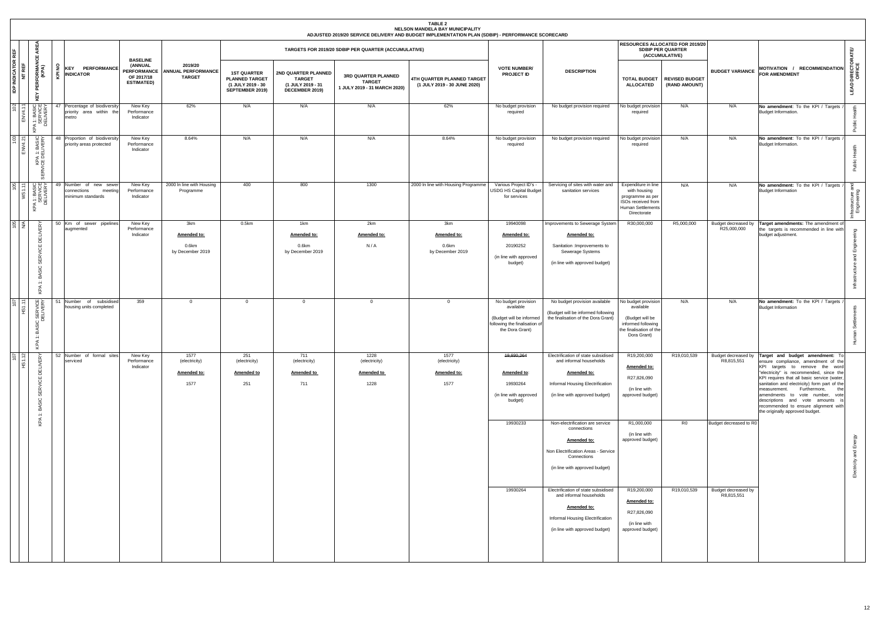**TABLE 2**
**NELSON MANDELA BAY MUNICIPALITY**
**ADJUSTED 2019/20 SERVICE DELIVERY AND BUDGET IMPLEMENTATION PLAN (SDBIP) - PERFORMANCE SCORECARD**

| IDP INDICATOR REF | NT REF | KEY PERFORMANCE AREA (KPA) | KPI NO | KEY PERFORMANCE INDICATOR | BASELINE (ANNUAL PERFORMANCE OF 2017/18 ESTIMATED) | 2019/20 ANNUAL PERFORMANCE TARGET | TARGETS FOR 2019/20 SDBIP PER QUARTER (ACCUMULATIVE) | | | | VOTE NUMBER/ PROJECT ID | DESCRIPTION | RESOURCES ALLOCATED FOR 2019/20 SDBIP PER QUARTER (ACCUMULATIVE) | | BUDGET VARIANCE | MOTIVATION / RECOMMENDATION FOR AMENDMENT | LEAD DIRECTORATE/ OFFICE |
|---|---|---|---|---|---|---|---|---|---|---|---|---|---|---|---|---|---|
| | | | | | | | 1ST QUARTER PLANNED TARGET (1 JULY 2019 - 30 SEPTEMBER 2019) | 2ND QUARTER PLANNED TARGET (1 JULY 2019 - 31 DECEMBER 2019) | 3RD QUARTER PLANNED TARGET 1 JULY 2019 - 31 MARCH 2020) | 4TH QUARTER PLANNED TARGET (1 JULY 2019 - 30 JUNE 2020) | | | TOTAL BUDGET ALLOCATED | REVISED BUDGET (RAND AMOUNT) | | | |
| 102 | ENV4.11 | KPA 1: BASIC SERVICE DELIVERY | 47 | Percentage of biodiversity priority area within the metro | New Key Performance Indicator | 62% | N/A | N/A | N/A | 62% | No budget provision required | No budget provision required | No budget provision required | N/A | N/A | **No amendment**: To the KPI / Targets / Budget Information. | Public Health |
| 103 | ENV4.21 | KPA 1: BASIC SERVICE DELIVERY | 48 | Proportion of biodiversity priority areas protected | New Key Performance Indicator | 8.64% | N/A | N/A | N/A | 8.64% | No budget provision required | No budget provision required | No budget provision required | N/A | N/A | **No amendment**: To the KPI / Targets / Budget Information. | Public Health |
| 105 | WS1.11 | KPA 1: BASIC SERVICE DELIVERY | 49 | Number of new sewer connections meeting minimum standards | New Key Performance Indicator | 2000 In line with Housing Programme | 400 | 800 | 1300 | 2000 In line with Housing Programme | Various Project ID's - USDG HS Capital Budget for services | Servicing of sites with water and sanitation services | Expenditure in line with housing programme as per ISOs received from Human Settlements Directorate | N/A | N/A | **No amendment:** To the KPI / Targets / Budget Information | Infrastructure and Engineering |
| 105 | N/A | KPA 1: BASIC SERVICE DELIVERY | 50 | Km of sewer pipelines augmented | New Key Performance Indicator | 3km<br>**Amended to:**<br>0.6km<br>by December 2019 | 0.5km | 1km<br>**Amended to:**<br>0.6km<br>by December 2019 | 2km<br>**Amended to:**<br>N / A | 3km<br>**Amended to:**<br>0.6km<br>by December 2019 | 19940098<br>**Amended to:**<br>20190252<br>(in line with approved budget) | Improvements to Sewerage System<br>**Amended to:**<br>Sanitation :Improvements to Sewerage Systems<br>(in line with approved budget) | R30,000,000 | R5,000,000 | Budget decreased by R25,000,000 | **Target amendments:** The amendment of the targets is recommended in line with budget adjustment. | Infrastructure and Engineering |
| 107 | HS1.11 | KPA 1: BASIC SERVICE DELIVERY | 51 | Number of subsidised housing units completed | 359 | 0 | 0 | 0 | 0 | 0 | No budget provision available<br>(Budget will be informed following the finalisation of the Dora Grant) | No budget provision available<br>(Budget will be informed following the finalisation of the Dora Grant) | No budget provision available<br>(Budget will be informed following the finalisation of the Dora Grant) | N/A | N/A | **No amendment:** To the KPI / Targets / Budget Information | Human Settlements |
| 107 | HS1.12 | KPA 1: BASIC SERVICE DELIVERY | 52 | Number of formal sites serviced | New Key Performance Indicator | 1577 (electricity)<br>**Amended to:**<br>1577 | 251 (electricity)<br>**Amended to**<br>251 | 711 (electricity)<br>**Amended to**<br>711 | 1228 (electricity)<br>**Amended to**<br>1228 | 1577 (electricity)<br>**Amended to:**<br>1577 | ~~19,930,264~~<br>**Amended to**:<br>19930264<br>(in line with approved budget) | Electrification of state subsidised and informal households<br>**Amended to:**<br>Informal Housing Electrification<br>(in line with approved budget) | R19,200,000<br>**Amended to:**<br>R27,826,090<br>(in line with approved budget) | R19,010,539 | Budget decreased by R8,815,551 | **Target and budget amendment:** To ensure compliance, amendment of the KPI targets to remove the word "electricity" is recommended, since the KPI requires that all basic service (water, sanitation and electricity) form part of the measurement. Furthermore, the amendments to vote number, vote descriptions and vote amounts is recommended to ensure alignment with the originally approved budget. | Electricity and Energy |
| | | | | | | | | | | | 19930233 | Non-electrification are service connections<br>**Amended to:**<br>Non Electrification Areas - Service Connections<br>(in line with approved budget) | R1,000,000<br>(in line with approved budget) | R0 | Budget decreased to R0 | | |
| | | | | | | | | | | | 19930264 | Electrification of state subsidised and informal households<br>**Amended to:**<br>Informal Housing Electrification<br>(in line with approved budget) | R19,200,000<br>**Amended to:**<br>R27,826,090<br>(in line with approved budget) | R19,010,539 | Budget decreased by R8,815,551 | | |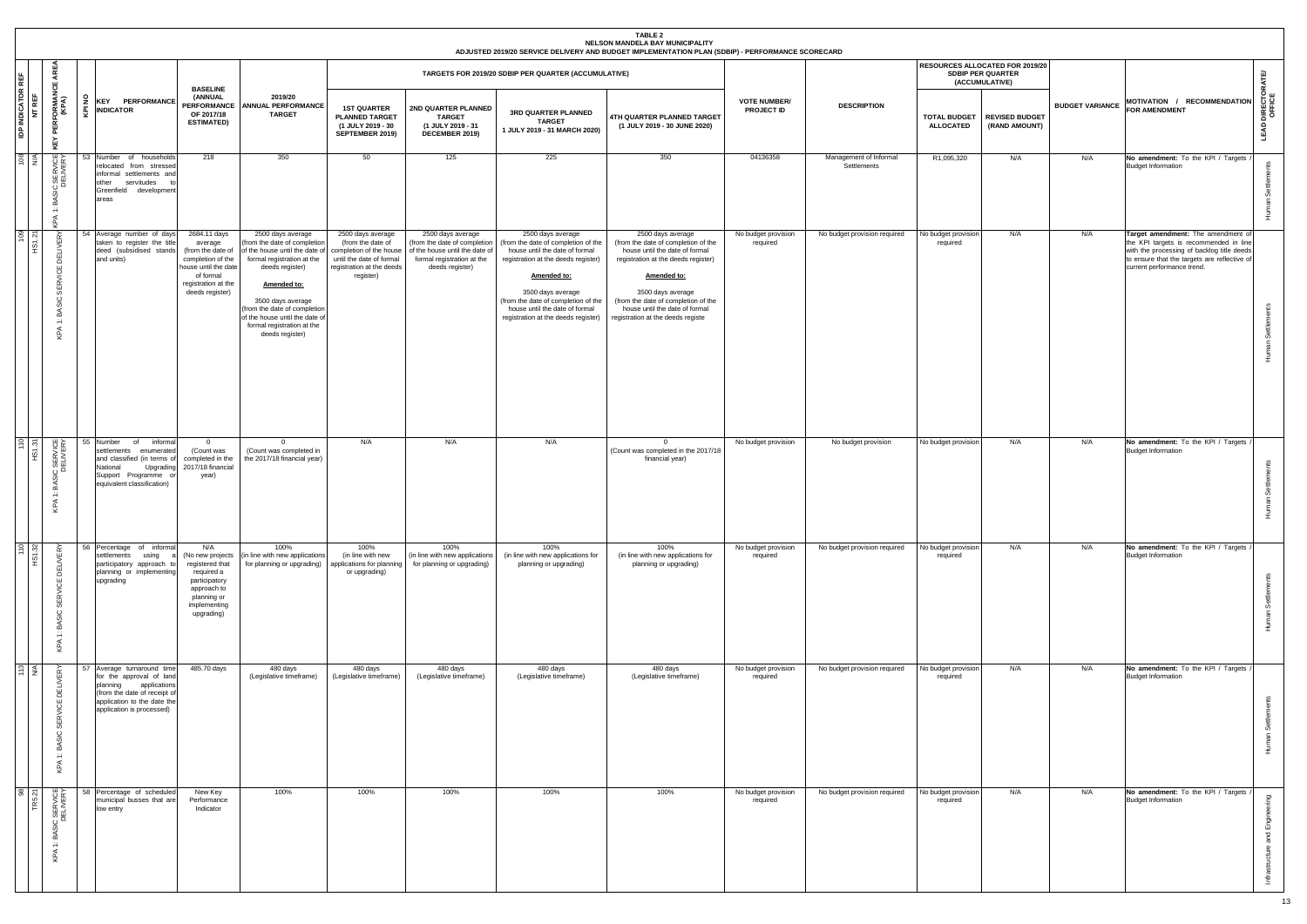**TABLE 2**
**NELSON MANDELA BAY MUNICIPALITY**
**ADJUSTED 2019/20 SERVICE DELIVERY AND BUDGET IMPLEMENTATION PLAN (SDBIP) - PERFORMANCE SCORECARD**

| IDP INDICATOR REF | NT REF | KEY PERFORMANCE AREA (KPA) | KPI NO | KEY PERFORMANCE INDICATOR | BASELINE (ANNUAL PERFORMANCE OF 2017/18 ESTIMATED) | 2019/20 ANNUAL PERFORMANCE TARGET | TARGETS FOR 2019/20 SDBIP PER QUARTER (ACCUMULATIVE) | | | | VOTE NUMBER/ PROJECT ID | DESCRIPTION | RESOURCES ALLOCATED FOR 2019/20 SDBIP PER QUARTER (ACCUMULATIVE) | | BUDGET VARIANCE | MOTIVATION / RECOMMENDATION FOR AMENDMENT | LEAD DIRECTORATE/ OFFICE |
|---|---|---|---|---|---|---|---|---|---|---|---|---|---|---|---|---|---|
| | | | | | | | 1ST QUARTER PLANNED TARGET (1 JULY 2019 - 30 SEPTEMBER 2019) | 2ND QUARTER PLANNED TARGET (1 JULY 2019 - 31 DECEMBER 2019) | 3RD QUARTER PLANNED TARGET 1 JULY 2019 - 31 MARCH 2020) | 4TH QUARTER PLANNED TARGET (1 JULY 2019 - 30 JUNE 2020) | | | TOTAL BUDGET ALLOCATED | REVISED BUDGET (RAND AMOUNT) | | | |
| 108 | N/A | KPA 1: BASIC SERVICE DELIVERY | 53 | Number of households relocated from stressed informal settlements and other servitudes to Greenfield development areas | 218 | 350 | 50 | 125 | 225 | 350 | 04136358 | Management of Informal Settlements | R1,095,320 | N/A | N/A | **No amendment:** To the KPI / Targets / Budget Information | Human Settlements |
| 109 | HS1.21 | KPA 1: BASIC SERVICE DELIVERY | 54 | Average number of days taken to register the title deed (subsidised stands and units) | 2684.11 days average (from the date of completion of the house until the date of formal registration at the deeds register) | 2500 days average (from the date of completion of the house until the date of formal registration at the deeds register) **Amended to:** 3500 days average (from the date of completion of the house until the date of formal registration at the deeds register) | 2500 days average (from the date of completion of the house until the date of formal registration at the deeds register) | 2500 days average (from the date of completion of the house until the date of formal registration at the deeds register) | 2500 days average (from the date of completion of the house until the date of formal registration at the deeds register) **Amended to:** 3500 days average (from the date of completion of the house until the date of formal registration at the deeds register) | 2500 days average (from the date of completion of the house until the date of formal registration at the deeds register) **Amended to:** 3500 days average (from the date of completion of the house until the date of formal registration at the deeds registe | No budget provision required | No budget provision required | No budget provision required | N/A | N/A | **Target amendment:** The amendment of the KPI targets is recommended in line with the processing of backlog title deeds to ensure that the targets are reflective of current performance trend. | Human Settlements |
| 110 | HS1.31 | KPA 1: BASIC SERVICE DELIVERY | 55 | Number of informal settlements enumerated and classified (in terms of National Upgrading Support Programme or equivalent classification) | 0 (Count was completed in the 2017/18 financial year) | 0 (Count was completed in the 2017/18 financial year) | N/A | N/A | N/A | 0 (Count was completed in the 2017/18 financial year) | No budget provision | No budget provision | No budget provision | N/A | N/A | **No amendment:** To the KPI / Targets / Budget Information | Human Settlements |
| 110 | HS1.32 | KPA 1: BASIC SERVICE DELIVERY | 56 | Percentage of informal settlements using a participatory approach to planning or implementing upgrading | N/A (No new projects registered that required a participatory approach to planning or implementing upgrading) | 100% (in line with new applications for planning or upgrading) | 100% (in line with new applications for planning or upgrading) | 100% (in line with new applications for planning or upgrading) | 100% (in line with new applications for planning or upgrading) | 100% (in line with new applications for planning or upgrading) | No budget provision required | No budget provision required | No budget provision required | N/A | N/A | **No amendment:** To the KPI / Targets / Budget Information | Human Settlements |
| 113 | N/A | KPA 1: BASIC SERVICE DELIVERY | 57 | Average turnaround time for the approval of land planning applications (from the date of receipt of application to the date the application is processed) | 485.70 days | 480 days (Legislative timeframe) | 480 days (Legislative timeframe) | 480 days (Legislative timeframe) | 480 days (Legislative timeframe) | 480 days (Legislative timeframe) | No budget provision required | No budget provision required | No budget provision required | N/A | N/A | **No amendment:** To the KPI / Targets / Budget Information | Human Settlements |
| 98 | TR5.21 | KPA 1: BASIC SERVICE DELIVERY | 58 | Percentage of scheduled municipal busses that are low entry | New Key Performance Indicator | 100% | 100% | 100% | 100% | 100% | No budget provision required | No budget provision required | No budget provision required | N/A | N/A | **No amendment:** To the KPI / Targets / Budget Information | Infrastructure and Engineering |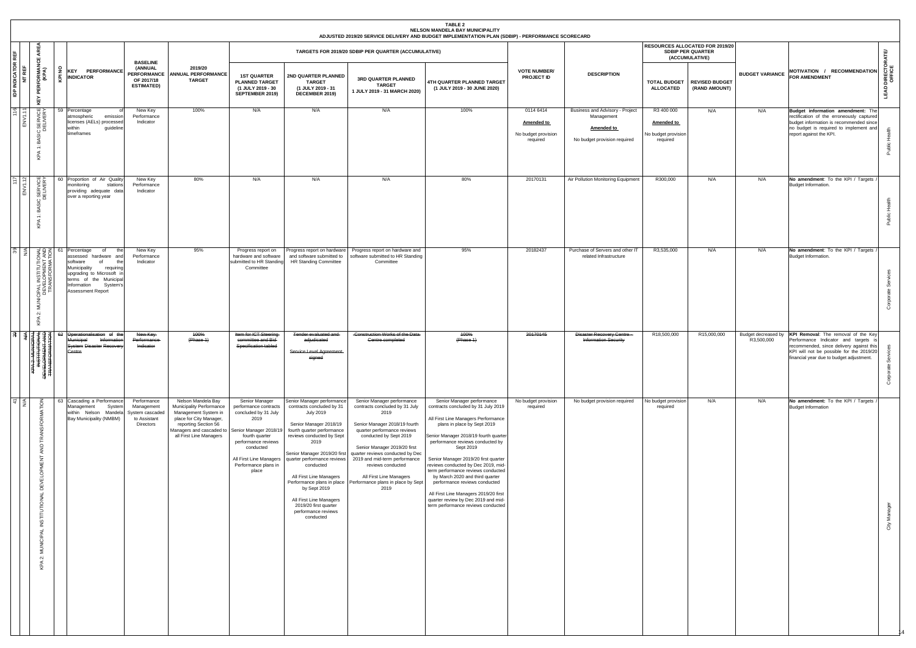**TABLE 2**
**NELSON MANDELA BAY MUNICIPALITY**
**ADJUSTED 2019/20 SERVICE DELIVERY AND BUDGET IMPLEMENTATION PLAN (SDBIP) - PERFORMANCE SCORECARD**

| IDP INDICATOR REF | NT REF | KEY PERFORMANCE AREA (KPA) | KPI NO | KEY PERFORMANCE INDICATOR | BASELINE (ANNUAL PERFORMANCE OF 2017/18 ESTIMATED) | 2019/20 ANNUAL PERFORMANCE TARGET | TARGETS FOR 2019/20 SDBIP PER QUARTER (ACCUMULATIVE) | | | | VOTE NUMBER/ PROJECT ID | DESCRIPTION | RESOURCES ALLOCATED FOR 2019/20 SDBIP PER QUARTER (ACCUMULATIVE) | | BUDGET VARIANCE | MOTIVATION / RECOMMENDATION FOR AMENDMENT | LEAD DIRECTORATE/ OFFICE |
|---|---|---|---|---|---|---|---|---|---|---|---|---|---|---|---|---|---|
| | | | | | | | 1ST QUARTER PLANNED TARGET (1 JULY 2019 - 30 SEPTEMBER 2019) | 2ND QUARTER PLANNED TARGET (1 JULY 2019 - 31 DECEMBER 2019) | 3RD QUARTER PLANNED TARGET 1 JULY 2019 - 31 MARCH 2020) | 4TH QUARTER PLANNED TARGET (1 JULY 2019 - 30 JUNE 2020) | | | TOTAL BUDGET ALLOCATED | REVISED BUDGET (RAND AMOUNT) | | | |
| 116 | ENV1.11 | KPA 1: BASIC SERVICE DELIVERY | 59 | Percentage of atmospheric emission licenses (AELs) processed within guideline timeframes | New Key Performance Indicator | 100% | N/A | N/A | N/A | 100% | 0114 6414 **Amended to** No budget provision required | Business and Advisory - Project Management **Amended to** No budget provision required | R3 400 000 **Amended to** No budget provision required | N/A | N/A | **Budget information amendment:** The rectification of the erroneously captured budget information is recommended since no budget is required to implement and report against the KPI. | Public Health |
| 117 | ENV1.12 | KPA 1: BASIC SERVICE DELIVERY | 60 | Proportion of Air Quality monitoring stations providing adequate data over a reporting year | New Key Performance Indicator | 80% | N/A | N/A | N/A | 80% | 20170131 | Air Pollution Monitoring Equipment | R300,000 | N/A | N/A | **No amendment**: To the KPI / Targets / Budget Information. | Public Health |
| 39 | N/A | KPA 2: MUNICIPAL INSTITUTIONAL DEVELOPMENT AND TRANSFORMATION | 61 | Percentage of the assessed hardware and software of the Municipality requiring upgrading to Microsoft in terms of the Municipal Information System's Assessment Report | New Key Performance Indicator | 95% | Progress report on hardware and software submitted to HR Standing Committee | Progress report on hardware and software submitted to HR Standing Committee | Progress report on hardware and software submitted to HR Standing Committee | 95% | 20182437 | Purchase of Servers and other IT related Infrastructure | R3,535,000 | N/A | N/A | **No amendment**: To the KPI / Targets / Budget Information. | Corporate Services |
| ~~39~~ | ~~N/A~~ | ~~KPA 2: MUNICIPAL INSTITUTIONAL DEVELOPMENT AND TRANSFORMATION~~ | ~~62~~ | ~~Operationalisation of the Municipal Information System Disaster Recovery Centre~~ | ~~New Key Performance Indicator~~ | ~~100% (Phase 1)~~ | ~~Item for ICT Steering committee and Bid Specification tabled~~ | ~~Tender evaluated and adjudicated~~ ~~Service Level Agreement signed~~ | ~~Construction Works of the Data Centre completed~~ | ~~100% (Phase 1)~~ | ~~20170145~~ | ~~Disaster Recovery Centre - Information Security~~ | R18,500,000 | R15,000,000 | Budget decreased by R3,500,000 | **KPI Removal**: The removal of the Key Performance Indicator and targets is recommended, since delivery against this KPI will not be possible for the 2019/20 financial year due to budget adjustment. | Corporate Services |
| 41 | N/A | KPA 2: MUNICIPAL INSTITUTIONAL DEVELOPMENT AND TRANSFORMATION | 63 | Cascading a Performance Management System within Nelson Mandela Bay Municipality (NMBM) | Performance Management System cascaded to Assistant Directors | Nelson Mandela Bay Municipality Performance Management System in place for City Manager, reporting Section 56 Managers and cascaded to all First Line Managers | Senior Manager performance contracts concluded by 31 July 2019<br><br>Senior Manager 2018/19 fourth quarter performance reviews conducted<br><br>All First Line Managers Performance plans in place | Senior Manager performance contracts concluded by 31 July 2019<br><br>Senior Manager 2018/19 fourth quarter performance reviews conducted by Sept 2019<br><br>Senior Manager 2019/20 first quarter performance reviews conducted<br><br>All First Line Managers Performance plans in place by Sept 2019<br><br>All First Line Managers 2019/20 first quarter performance reviews conducted | Senior Manager performance contracts concluded by 31 July 2019<br><br>Senior Manager 2018/19 fourth quarter performance reviews conducted by Sept 2019<br><br>Senior Manager 2019/20 first quarter reviews conducted by Dec 2019 and mid-term performance reviews conducted<br><br>All First Line Managers Performance plans in place by Sept 2019 | Senior Manager performance contracts concluded by 31 July 2019<br><br>All First Line Managers Performance plans in place by Sept 2019<br><br>Senior Manager 2018/19 fourth quarter performance reviews conducted by Sept 2019<br><br>Senior Manager 2019/20 first quarter reviews conducted by Dec 2019, mid-term performance reviews conducted by March 2020 and third quarter performance reviews conducted<br><br>All First Line Managers 2019/20 first quarter review by Dec 2019 and mid-term performance reviews conducted | No budget provision required | No budget provision required | No budget provision required | N/A | N/A | **No amendment**: To the KPI / Targets / Budget Information | City Manager |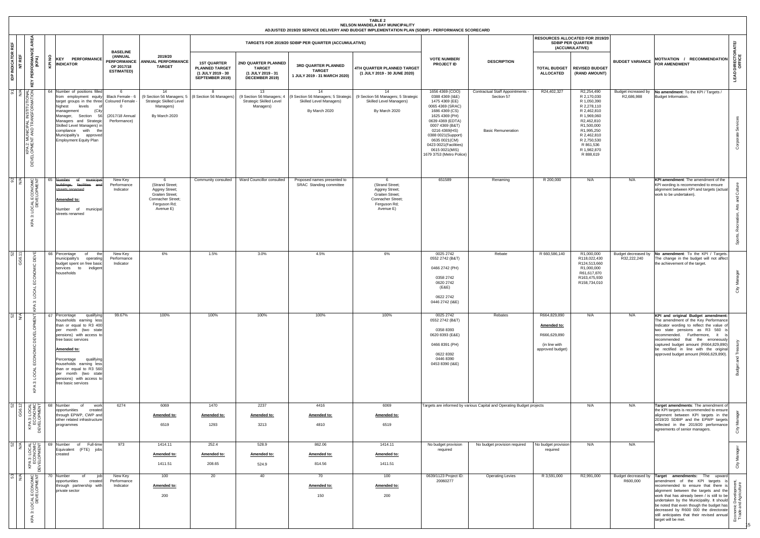**TABLE 2**
**NELSON MANDELA BAY MUNICIPALITY**
**ADJUSTED 2019/20 SERVICE DELIVERY AND BUDGET IMPLEMENTATION PLAN (SDBIP) - PERFORMANCE SCORECARD**

| IDP INDICATOR REF | NT REF | KEY PERFORMANCE AREA (KPA) | KPI NO | KEY PERFORMANCE INDICATOR | BASELINE (ANNUAL PERFORMANCE OF 2017/18 ESTIMATED) | 2019/20 ANNUAL PERFORMANCE TARGET | TARGETS FOR 2019/20 SDBIP PER QUARTER (ACCUMULATIVE) | | | | VOTE NUMBER/ PROJECT ID | DESCRIPTION | RESOURCES ALLOCATED FOR 2019/20 SDBIP PER QUARTER (ACCUMULATIVE) | | BUDGET VARIANCE | MOTIVATION / RECOMMENDATION FOR AMENDMENT | LEAD DIRECTORATE/ OFFICE |
|---|---|---|---|---|---|---|---|---|---|---|---|---|---|---|---|---|---|
| | | | | | | | 1ST QUARTER PLANNED TARGET (1 JULY 2019 - 30 SEPTEMBER 2019) | 2ND QUARTER PLANNED TARGET (1 JULY 2019 - 31 DECEMBER 2019) | 3RD QUARTER PLANNED TARGET 1 JULY 2019 - 31 MARCH 2020) | 4TH QUARTER PLANNED TARGET (1 JULY 2019 - 30 JUNE 2020) | | | TOTAL BUDGET ALLOCATED | REVISED BUDGET (RAND AMOUNT) | | | |
| 91 | N/A | KPA 2: MUNICIPAL INSTITUTIONAL DEVELOPMENT AND TRANSFORMATION | 64 | Number of positions filled from employment equity target groups in the three highest levels of management (City Manager, Section 56 Managers and Strategic Skilled Level Managers) in compliance with the Municipality's approved Employment Equity Plan | 6<br>Black Female - 6<br>Coloured Female - 0<br>(2017/18 Annual Performance) | 14<br>(9 Section 56 Managers; 5 Strategic Skilled Level Managers)<br>By March 2020 | 8<br>(8 Section 56 Managers) | 13<br>(9 Section 56 Managers; 4 Strategic Skilled Level Managers) | 14<br>(9 Section 56 Managers; 5 Strategic Skilled Level Managers)<br>By March 2020 | 14<br>(9 Section 56 Managers; 5 Strategic Skilled Level Managers)<br>By March 2020 | 1656 4369 (COO)<br>0388 4369 (I&E)<br>1475 4369 (EE)<br>0065 4369 (SRAC)<br>1686 4369 (CS)<br>1625 4369 (PH)<br>0639 4369 (EDTA)<br>0007 4369 (B&T)<br>0216 4369(HS)<br>0388 0021(Support)<br>0635 0021(CM)<br>0423 0021(Facilities)<br>0615 0021(MIS)<br>1679 3753 (Metro Police) | Contractual Staff Appointments - Section 57<br><br>Basic Remuneration | R24,402,327 | R2,254,490<br>R 2,170,030<br>R 1,050,390<br>R 2,278,110<br>R 2,462,810<br>R 1,969,060<br>R2,462,810<br>R1,500,000<br>R1,995,250<br>R 2,462,810<br>R 2,750,530<br>R 861,536<br>R 1,982,870<br>R 888,619 | Budget increased by R2,686,988 | **No amendment**: To the KPI / Targets / Budget Information. | Corporate Services |
| 92 | N/A | KPA 3: LOCAL ECONOMIC DEVELOPMENT | 65 | ~~Number of municipal buildings, facilities and streets renamed~~<br><br>**Amended to:**<br><br>Number of municipal streets renamed | New Key Performance Indicator | 6<br>(Strand Street; Aggrey Street; Graiten Street; Connacher Street; Ferguson Rd; Avenue E) | Community consulted | Ward Councillor consulted | Proposed names presented to SRAC Standing committee | 6<br>(Strand Street; Aggrey Street; Graiten Street; Connacher Street; Ferguson Rd; Avenue E) | 651589 | Renaming | R 200,000 | N/A | N/A | **KPI amendment**: The amendment of the KPI wording is recommended to ensure alignment between KPI and targets (actual work to be undertaken). | Sports, Recreation, Arts and Culture |
| 52 | GG6.11 | KPA 3: LOCAL ECONOMIC DEVE | 66 | Percentage of the municipality's operating budget spent on free basic services to indigent households | New Key Performance Indicator | 6% | 1.5% | 3.0% | 4.5% | 6% | 0025 2742<br>0552 2742 (B&T)<br><br>0466 2742 (PH)<br><br>0358 2742<br>0620 2742<br>(E&E)<br><br>0622 2742<br>0446 2742 (I&E) | Rebate | R 660,586,140 | R1,000,000<br>R118,022,430<br>R124,513,660<br>R1,000,000<br>R61,617,870<br>R163,475,930<br>R158,734,010 | Budget decreased by R32,222,240 | **No amendment**: To the KPI / Targets. The change in the budget will not affect the achievement of the target. | City Manager |
| 52 | N/A | KPA 3: LOCAL ECONOMIC DEVELOPMENT | 67 | Percentage qualifying households earning less than or equal to R3 400 per month (two state pensions) with access to free basic services<br><br>**Amended to:**<br><br>Percentage qualifying households earning less than or equal to R3 560 per month (two state pensions) with access to free basic services | 99.67% | 100% | 100% | 100% | 100% | 100% | 0025 2742<br>0552 2742 (B&T)<br><br>0358 8393<br>0620 8393 (E&E)<br><br>0466 8391 (PH)<br><br>0622 8392<br>0446 8390<br>0453 8390 (I&E) | Rebates | R664,829,890<br><br>**Amended to:**<br><br>R666,629,890<br><br>(in line with approved budget) | N/A | N/A | **KPI and original Budget amendment**: The amendment of the Key Performance Indicator wording to reflect the value of two state pensions as R3 560 is recommended. Furthermore, it is recommended that the erroneously captured budget amount (R664,829,890) be rectified in line with the original approved budget amount (R666,629,890). | Budget and Treasury |
| 52 | GG6.12 | KPA 3: LOCAL ECONOMIC DEVELOPMENT | 68 | Number of work opportunities created through EPWP, CWP and other related infrastructure programmes | 6274 | 6069<br><br>**Amended to:**<br><br>6519 | 1470<br><br>**Amended to:**<br><br>1293 | 2237<br><br>**Amended to:**<br><br>3213 | 4416<br><br>**Amended to:**<br><br>4810 | 6069<br><br>**Amended to:**<br><br>6519 | Targets are informed by various Capital and Operating Budget projects | | | N/A | N/A | **Target amendments**: The amendment of the KPI targets is recommended to ensure alignment between KPI targets in the 2019/20 SDBIP and the EPWP targets reflected in the 2019/20 performance agreements of senior managers. | City Manager |
| 52 | N/A | KPA 3: LOCAL ECONOMIC DEVELOPMENT | 69 | Number of Full-time Equivalent (FTE) jobs created | 973 | 1414.11<br><br>**Amended to:**<br><br>1411.51 | 252.4<br><br>**Amended to:**<br><br>208.65 | 528.9<br><br>**Amended to:**<br><br>524.9 | 862.06<br><br>**Amended to:**<br><br>814.56 | 1414.11<br><br>**Amended to:**<br><br>1411.51 | No budget provision required | No budget provision required | No budget provision required | N/A | N/A | | City Manager |
| 53 | N/A | KPA 3: LOCAL ECONOMIC DEVELOPMENT | 70 | Number of job opportunities created through partnership with private sector | New Key Performance Indicator | 100<br><br>**Amended to:**<br><br>200 | 20 | 40 | 70<br><br>**Amended to:**<br><br>150 | 100<br><br>**Amended to:**<br><br>200 | 0639/1123 Project ID: 20060277 | Operating Levies | R 3,591,000 | R2,991,000 | Budget decreased by R600,000 | **Target amendments**: The upward amendment of the KPI targets is recommended to ensure that there is alignment between the targets and the work that has already been / is still to be undertaken by the Municipality. It should be noted that even though the budget has decreased by R600 000 the directorate still anticipates that their revised annual target will be met. | Economic Development, Trade and Agriculture |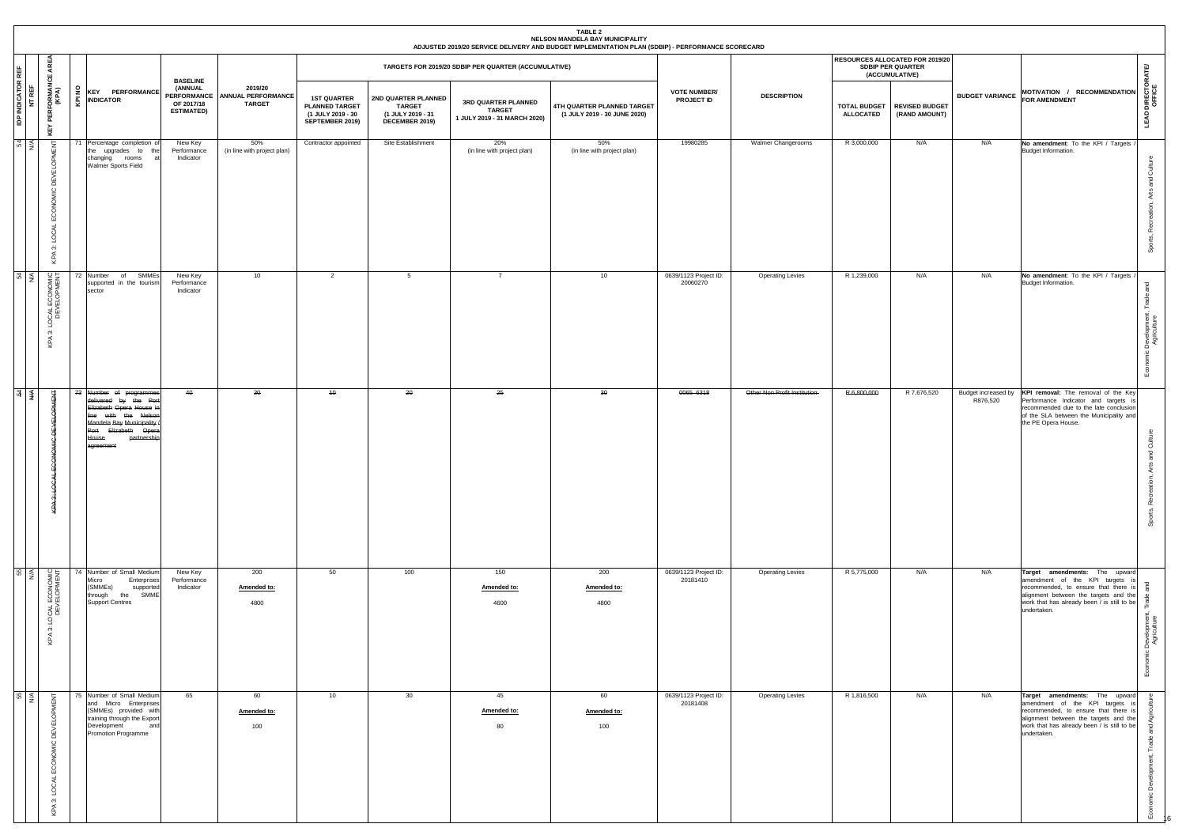**TABLE 2**

**NELSON MANDELA BAY MUNICIPALITY**

**ADJUSTED 2019/20 SERVICE DELIVERY AND BUDGET IMPLEMENTATION PLAN (SDBIP) - PERFORMANCE SCORECARD**

| IDP INDICATOR REF | NT REF | KEY PERFORMANCE AREA (KPA) | KPI NO | KEY PERFORMANCE INDICATOR | BASELINE (ANNUAL PERFORMANCE OF 2017/18 ESTIMATED) | 2019/20 ANNUAL PERFORMANCE TARGET | TARGETS FOR 2019/20 SDBIP PER QUARTER (ACCUMULATIVE) | | | | VOTE NUMBER/ PROJECT ID | DESCRIPTION | RESOURCES ALLOCATED FOR 2019/20 SDBIP PER QUARTER (ACCUMULATIVE) | | BUDGET VARIANCE | MOTIVATION / RECOMMENDATION FOR AMENDMENT | LEAD DIRECTORATE/ OFFICE |
|---|---|---|---|---|---|---|---|---|---|---|---|---|---|---|---|---|---|
| | | | | | | | 1ST QUARTER PLANNED TARGET (1 JULY 2019 - 30 SEPTEMBER 2019) | 2ND QUARTER PLANNED TARGET (1 JULY 2019 - 31 DECEMBER 2019) | 3RD QUARTER PLANNED TARGET 1 JULY 2019 - 31 MARCH 2020) | 4TH QUARTER PLANNED TARGET (1 JULY 2019 - 30 JUNE 2020) | | | TOTAL BUDGET ALLOCATED | REVISED BUDGET (RAND AMOUNT) | | | |
| 54 | N/A | KPA 3: LOCAL ECONOMIC DEVELOPMENT | 71 | Percentage completion of the upgrades to the changing rooms at Walmer Sports Field | New Key Performance Indicator | 50% (in line with project plan) | Contractor appointed | Site Establishment | 20% (in line with project plan) | 50% (in line with project plan) | 19980285 | Walmer Changerooms | R 3,000,000 | N/A | N/A | **No amendment**: To the KPI / Targets / Budget Information. | Sports, Recreation, Arts and Culture |
| 54 | N/A | KPA 3: LOCAL ECONOMIC DEVELOPMENT | 72 | Number of SMMEs supported in the tourism sector | New Key Performance Indicator | 10 | 2 | 5 | 7 | 10 | 0639/1123 Project ID: 20060270 | Operating Levies | R 1,239,000 | N/A | N/A | **No amendment**: To the KPI / Targets / Budget Information. | Economic Development, Trade and Agriculture |
| ~~54~~ | ~~N/A~~ | ~~KPA 3: LOCAL ECONOMIC DEVELOPMENT~~ | ~~73~~ | ~~Number of programmes delivered by the Port Elizabeth Opera House in line with the Nelson Mandela Bay Municipality / Port Elizabeth Opera House partnership agreement~~ | ~~40~~ | ~~30~~ | ~~10~~ | ~~20~~ | ~~25~~ | ~~30~~ | ~~0065 6318~~ | ~~Other Non Profit Institution~~ | ~~R 6,800,000~~ | R 7,676,520 | Budget increased by R876,520 | **KPI removal:** The removal of the Key Performance Indicator and targets is recommended due to the late conclusion of the SLA between the Municipality and the PE Opera House. | Sports, Recreation, Arts and Culture |
| 55 | N/A | KPA 3: LOCAL ECONOMIC DEVELOPMENT | 74 | Number of Small Medium Micro Enterprises (SMMEs) supported through the SMME Support Centres | New Key Performance Indicator | 200<br>**Amended to:**<br>4800 | 50 | 100 | 150<br>**Amended to:**<br>4600 | 200<br>**Amended to:**<br>4800 | 0639/1123 Project ID: 20181410 | Operating Levies | R 5,775,000 | N/A | N/A | **Target amendments:** The upward amendment of the KPI targets is recommended, to ensure that there is alignment between the targets and the work that has already been / is still to be undertaken. | Economic Development, Trade and Agriculture |
| 55 | N/A | KPA 3: LOCAL ECONOMIC DEVELOPMENT | 75 | Number of Small Medium and Micro Enterprises (SMMEs) provided with training through the Export Development and Promotion Programme | 65 | 60<br>**Amended to:**<br>100 | 10 | 30 | 45<br>**Amended to:**<br>80 | 60<br>**Amended to:**<br>100 | 0639/1123 Project ID: 20181408 | Operating Levies | R 1,816,500 | N/A | N/A | **Target amendments:** The upward amendment of the KPI targets is recommended, to ensure that there is alignment between the targets and the work that has already been / is still to be undertaken. | Economic Development, Trade and Agriculture |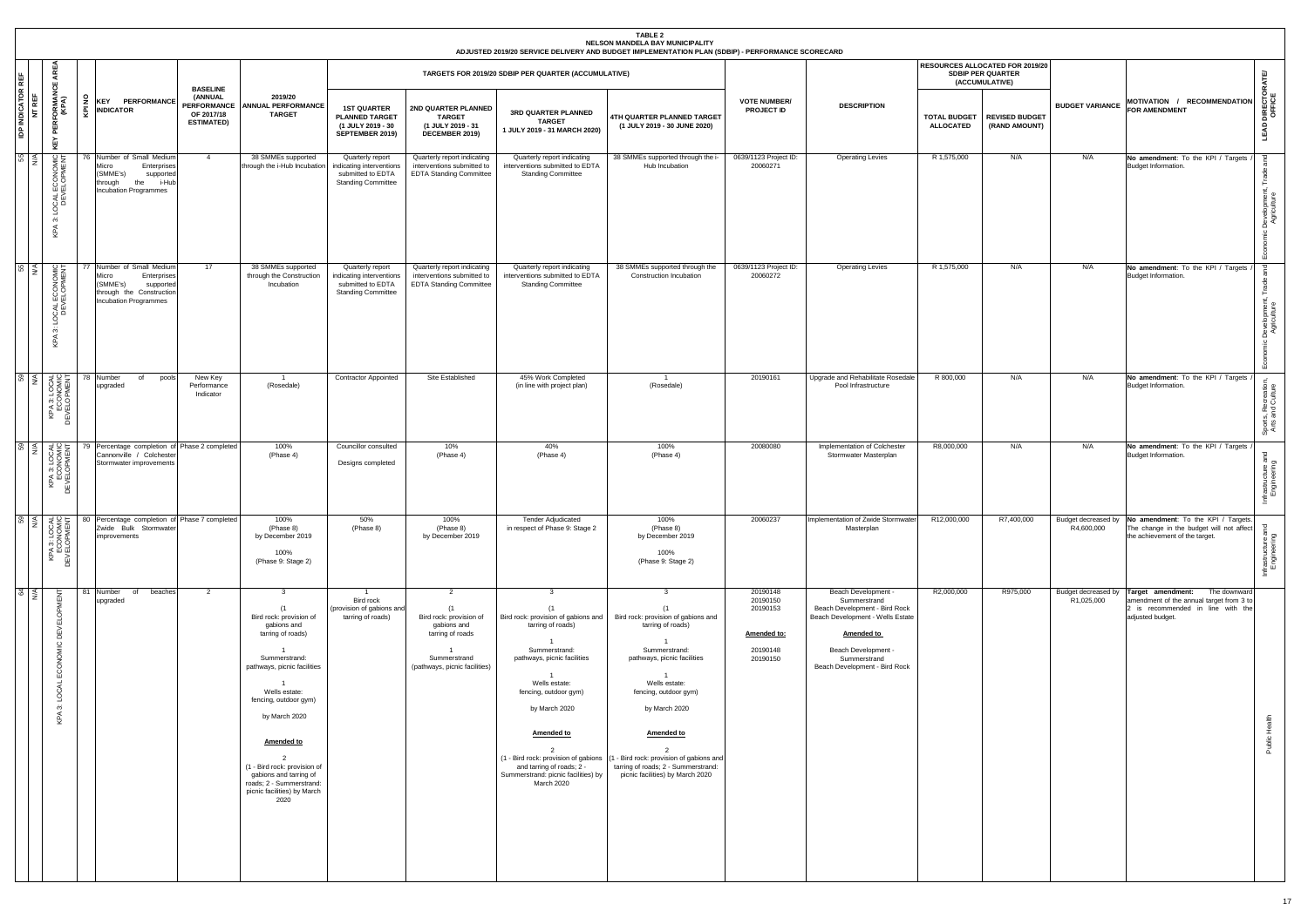**TABLE 2**
**NELSON MANDELA BAY MUNICIPALITY**
**ADJUSTED 2019/20 SERVICE DELIVERY AND BUDGET IMPLEMENTATION PLAN (SDBIP) - PERFORMANCE SCORECARD**

| IDP INDICATOR REF | NT REF | KEY PERFORMANCE AREA (KPA) | KPI NO | KEY PERFORMANCE INDICATOR | BASELINE (ANNUAL PERFORMANCE OF 2017/18 ESTIMATED) | 2019/20 ANNUAL PERFORMANCE TARGET | TARGETS FOR 2019/20 SDBIP PER QUARTER (ACCUMULATIVE) 1ST QUARTER PLANNED TARGET (1 JULY 2019 - 30 SEPTEMBER 2019) | 2ND QUARTER PLANNED TARGET (1 JULY 2019 - 31 DECEMBER 2019) | 3RD QUARTER PLANNED TARGET 1 JULY 2019 - 31 MARCH 2020) | 4TH QUARTER PLANNED TARGET (1 JULY 2019 - 30 JUNE 2020) | VOTE NUMBER/ PROJECT ID | DESCRIPTION | RESOURCES ALLOCATED FOR 2019/20 SDBIP PER QUARTER (ACCUMULATIVE) TOTAL BUDGET ALLOCATED | REVISED BUDGET (RAND AMOUNT) | BUDGET VARIANCE | MOTIVATION / RECOMMENDATION FOR AMENDMENT | LEAD DIRECTORATE/ OFFICE |
|---|---|---|---|---|---|---|---|---|---|---|---|---|---|---|---|---|---|
| 55 | N/A | KPA 3: LOCAL ECONOMIC DEVELOPMENT | 76 | Number of Small Medium Micro Enterprises (SMME's) supported through the i-Hub Incubation Programmes | 4 | 38 SMMEs supported through the i-Hub Incubation | Quarterly report indicating interventions submitted to EDTA Standing Committee | Quarterly report indicating interventions submitted to EDTA Standing Committee | Quarterly report indicating interventions submitted to EDTA Standing Committee | 38 SMMEs supported through the i-Hub Incubation | 0639/1123 Project ID: 20060271 | Operating Levies | R 1,575,000 | N/A | N/A | **No amendment**: To the KPI / Targets / Budget Information. | Economic Development, Trade and Agriculture |
| 55 | N/A | KPA 3: LOCAL ECONOMIC DEVELOPMENT | 77 | Number of Small Medium Micro Enterprises (SMME's) supported through the Construction Incubation Programmes | 17 | 38 SMMEs supported through the Construction Incubation | Quarterly report indicating interventions submitted to EDTA Standing Committee | Quarterly report indicating interventions submitted to EDTA Standing Committee | Quarterly report indicating interventions submitted to EDTA Standing Committee | 38 SMMEs supported through the Construction Incubation | 0639/1123 Project ID: 20060272 | Operating Levies | R 1,575,000 | N/A | N/A | **No amendment**: To the KPI / Targets / Budget Information. | Economic Development, Trade and Agriculture |
| 59 | N/A | KPA 3: LOCAL ECONOMIC DEVELOPMENT | 78 | Number of pools upgraded | New Key Performance Indicator | 1 (Rosedale) | Contractor Appointed | Site Established | 45% Work Completed (in line with project plan) | 1 (Rosedale) | 20190161 | Upgrade and Rehabilitate Rosedale Pool Infrastructure | R 800,000 | N/A | N/A | **No amendment**: To the KPI / Targets / Budget Information. | Sports, Recreation, Arts and Culture |
| 59 | N/A | KPA 3: LOCAL ECONOMIC DEVELOPMENT | 79 | Percentage completion of Cannonville / Colchester Stormwater improvements | Phase 2 completed | 100% (Phase 4) | Councillor consulted<br><br>Designs completed | 10% (Phase 4) | 40% (Phase 4) | 100% (Phase 4) | 20080080 | Implementation of Colchester Stormwater Masterplan | R8,000,000 | N/A | N/A | **No amendment**: To the KPI / Targets / Budget Information. | Infrastructure and Engineering |
| 59 | N/A | KPA 3: LOCAL ECONOMIC DEVELOPMENT | 80 | Percentage completion of Zwide Bulk Stormwater improvements | Phase 7 completed | 100% (Phase 8) by December 2019<br><br>100% (Phase 9: Stage 2) | 50% (Phase 8) | 100% (Phase 8) by December 2019 | Tender Adjudicated in respect of Phase 9: Stage 2 | 100% (Phase 8) by December 2019<br><br>100% (Phase 9: Stage 2) | 20060237 | Implementation of Zwide Stormwater Masterplan | R12,000,000 | R7,400,000 | Budget decreased by R4,600,000 | **No amendment**: To the KPI / Targets. The change in the budget will not affect the achievement of the target. | Infrastructure and Engineering |
| 64 | N/A | KPA 3: LOCAL ECONOMIC DEVELOPMENT | 81 | Number of beaches upgraded | 2 | 3<br><br>(1 Bird rock: provision of gabions and tarring of roads)<br><br>1 Summerstrand: pathways, picnic facilities<br><br>1 Wells estate: fencing, outdoor gym)<br><br>by March 2020<br><br>**Amended to**<br><br>2<br>(1 - Bird rock: provision of gabions and tarring of roads; 2 - Summerstrand: picnic facilities) by March 2020 | 1 Bird rock (provision of gabions and tarring of roads) | 2<br><br>(1 Bird rock: provision of gabions and tarring of roads<br><br>1 Summerstrand (pathways, picnic facilities) | 3<br><br>(1 Bird rock: provision of gabions and tarring of roads)<br><br>1 Summerstrand: pathways, picnic facilities<br><br>1 Wells estate: fencing, outdoor gym)<br><br>by March 2020<br><br>**Amended to**<br><br>2<br>(1 - Bird rock: provision of gabions and tarring of roads; 2 - Summerstrand: picnic facilities) by March 2020 | 3<br><br>(1 Bird rock: provision of gabions and tarring of roads)<br><br>1 Summerstrand: pathways, picnic facilities<br><br>1 Wells estate: fencing, outdoor gym)<br><br>by March 2020<br><br>**Amended to**<br><br>2<br>(1 - Bird rock: provision of gabions and tarring of roads; 2 - Summerstrand: picnic facilities) by March 2020 | 20190148<br>20190150<br>20190153<br><br>**Amended to:**<br><br>20190148<br>20190150 | Beach Development - Summerstrand<br>Beach Development - Bird Rock<br>Beach Development - Wells Estate<br><br>**Amended to**<br><br>Beach Development - Summerstrand<br>Beach Development - Bird Rock | R2,000,000 | R975,000 | Budget decreased by R1,025,000 | **Target amendment:** The downward amendment of the annual target from 3 to 2 is recommended in line with the adjusted budget. | Public Health |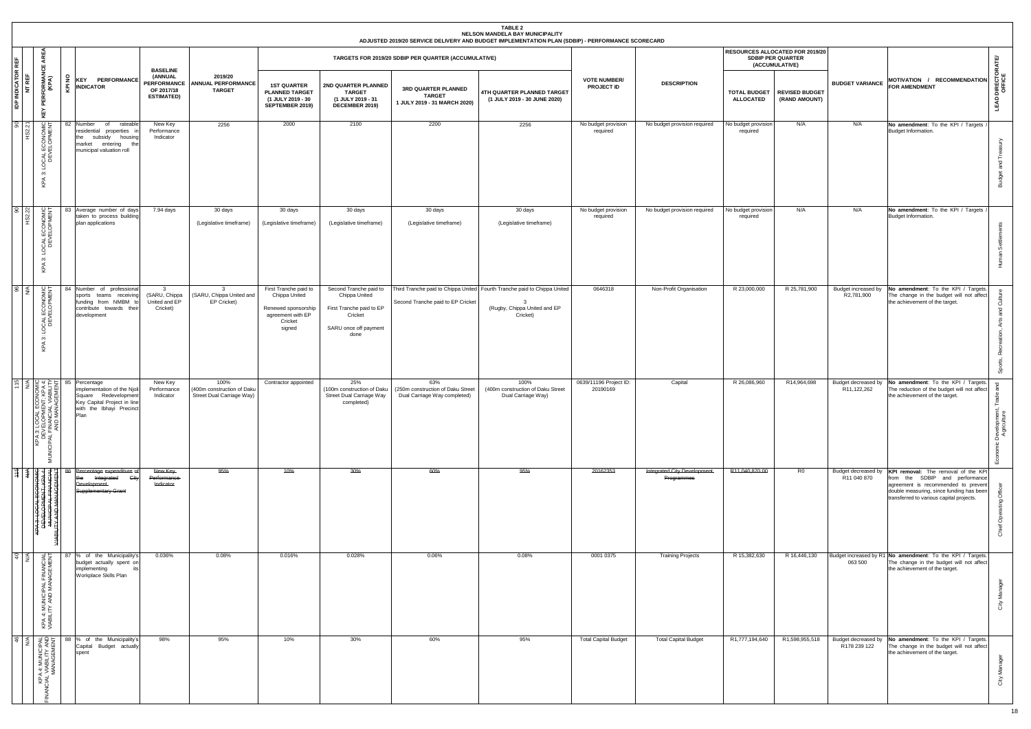**TABLE 2**
**NELSON MANDELA BAY MUNICIPALITY**
**ADJUSTED 2019/20 SERVICE DELIVERY AND BUDGET IMPLEMENTATION PLAN (SDBIP) - PERFORMANCE SCORECARD**

| IDP INDICATOR REF | NT REF | KEY PERFORMANCE AREA (KPA) | KPI NO | KEY PERFORMANCE INDICATOR | BASELINE (ANNUAL PERFORMANCE OF 2017/18 ESTIMATED) | 2019/20 ANNUAL PERFORMANCE TARGET | TARGETS FOR 2019/20 SDBIP PER QUARTER (ACCUMULATIVE) | | | | VOTE NUMBER/ PROJECT ID | DESCRIPTION | RESOURCES ALLOCATED FOR 2019/20 SDBIP PER QUARTER (ACCUMULATIVE) | | BUDGET VARIANCE | MOTIVATION / RECOMMENDATION FOR AMENDMENT | LEAD DIRECTORATE/ OFFICE |
|---|---|---|---|---|---|---|---|---|---|---|---|---|---|---|---|---|---|
| | | | | | | | 1ST QUARTER PLANNED TARGET (1 JULY 2019 - 30 SEPTEMBER 2019) | 2ND QUARTER PLANNED TARGET (1 JULY 2019 - 31 DECEMBER 2019) | 3RD QUARTER PLANNED TARGET 1 JULY 2019 - 31 MARCH 2020) | 4TH QUARTER PLANNED TARGET (1 JULY 2019 - 30 JUNE 2020) | | | TOTAL BUDGET ALLOCATED | REVISED BUDGET (RAND AMOUNT) | | | |
| 90 | HS2.21 | KPA 3: LOCAL ECONOMIC DEVELOPMENT | 82 | Number of rateable residential properties in the subsidy housing market entering the municipal valuation roll | New Key Performance Indicator | 2256 | 2000 | 2100 | 2200 | 2256 | No budget provision required | No budget provision required | No budget provision required | N/A | N/A | **No amendment**: To the KPI / Targets / Budget Information. | Budget and Treasury |
| 90 | HS2.22 | KPA 3: LOCAL ECONOMIC DEVELOPMENT | 83 | Average number of days taken to process building plan applications | 7.94 days | 30 days (Legislative timeframe) | 30 days (Legislative timeframe) | 30 days (Legislative timeframe) | 30 days (Legislative timeframe) | 30 days (Legislative timeframe) | No budget provision required | No budget provision required | No budget provision required | N/A | N/A | **No amendment**: To the KPI / Targets / Budget Information. | Human Settlements |
| 96 | N/A | KPA 3: LOCAL ECONOMIC DEVELOPMENT | 84 | Number of professional sports teams receiving funding from NMBM to contribute towards their development | 3 (SARU, Chippa United and EP Cricket) | 3 (SARU, Chippa United and EP Cricket) | First Tranche paid to Chippa United<br><br>Renewed sponsorship agreement with EP Cricket signed | Second Tranche paid to Chippa United<br><br>First Tranche paid to EP Cricket<br><br>SARU once off payment done | Third Tranche paid to Chippa United<br><br>Second Tranche paid to EP Cricket | Fourth Tranche paid to Chippa United<br><br>3 (Rugby, Chippa United and EP Cricket) | 0646318 | Non-Profit Organisation | R 23,000,000 | R 25,781,900 | Budget increased by R2,781,900 | **No amendment**: To the KPI / Targets. The change in the budget will not affect the achievement of the target. | Sports, Recreation, Arts and Culture |
| 115 | N/A | KPA 3: LOCAL ECONOMIC DEVELOPMENT; KPA 4: MUNICIPAL FINANCIAL VIABILITY AND MANAGEMENT | 85 | Percentage implementation of the Njoli Square Redevelopment Key Capital Project in line with the Ibhayi Precinct Plan | New Key Performance Indicator | 100% (400m construction of Daku Street Dual Carriage Way) | Contractor appointed | 25% (100m construction of Daku Street Dual Carriage Way completed) | 63% (250m construction of Daku Street Dual Carriage Way completed) | 100% (400m construction of Daku Street Dual Carriage Way) | 0639/11196 Project ID: 20190169 | Capital | R 26,086,960 | R14,964,698 | Budget decreased by R11,122,262 | **No amendment**: To the KPI / Targets. The reduction of the budget will not affect the achievement of the target. | Economic Development, Trade and Agriculture |
| ~~115~~ | ~~N/A~~ | ~~KPA 3: LOCAL ECONOMIC DEVELOPMENT; KPA 4: MUNICIPAL FINANCIAL VIABILITY AND MANAGEMENT~~ | 86 | ~~Percentage expenditure of the Integrated City Development Supplementary Grant~~ | ~~New Key Performance Indicator~~ | ~~95%~~ | ~~10%~~ | ~~30%~~ | ~~60%~~ | ~~95%~~ | 20162353 | ~~Integrated City Development Programmes~~ | ~~R11,040,870.00~~ | R0 | Budget decreased by R11 040 870 | **KPI removal:** The removal of the KPI from the SDBIP and performance agreement is recommended to prevent double measuring, since funding has been transferred to various capital projects. | Chief Operating Officer |
| 40 | N/A | KPA 4: MUNICIPAL FINANCIAL VIABILITY AND MANAGEMENT | 87 | % of the Municipality's budget actually spent on implementing its Workplace Skills Plan | 0.036% | 0.08% | 0.016% | 0.028% | 0.06% | 0.08% | 0001 0375 | Training Projects | R 15,382,630 | R 16,446,130 | Budget increased by R1 063 500 | **No amendment**: To the KPI / Targets. The change in the budget will not affect the achievement of the target. | City Manager |
| 46 | N/A | KPA 4: MUNICIPAL FINANCIAL VIABILITY AND MANAGEMENT | 88 | % of the Municipality's Capital Budget actually spent | 98% | 95% | 10% | 30% | 60% | 95% | Total Capital Budget | Total Capital Budget | R1,777,194,640 | R1,598,955,518 | Budget decreased by R178 239 122 | **No amendment**: To the KPI / Targets. The change in the budget will not affect the achievement of the target. | City Manager |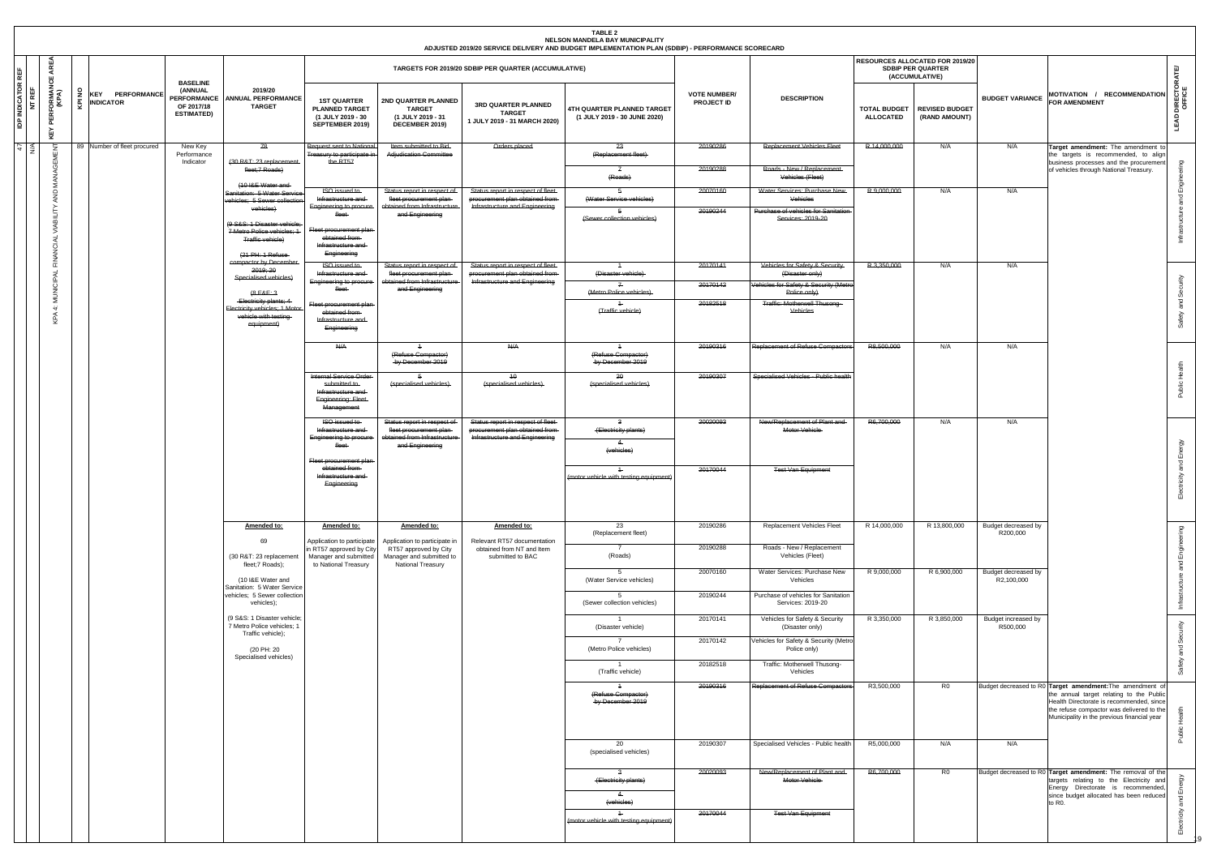**TABLE 2**
**NELSON MANDELA BAY MUNICIPALITY**
**ADJUSTED 2019/20 SERVICE DELIVERY AND BUDGET IMPLEMENTATION PLAN (SDBIP) - PERFORMANCE SCORECARD**

| IDP INDICATOR REF | NT REF | KEY PERFORMANCE AREA (KPA) | KPI NO | KEY PERFORMANCE INDICATOR | BASELINE (ANNUAL PERFORMANCE OF 2017/18 ESTIMATED) | 2019/20 ANNUAL PERFORMANCE TARGET | TARGETS FOR 2019/20 SDBIP PER QUARTER (ACCUMULATIVE) | | | | VOTE NUMBER/ PROJECT ID | DESCRIPTION | RESOURCES ALLOCATED FOR 2019/20 SDBIP PER QUARTER (ACCUMULATIVE) | | BUDGET VARIANCE | MOTIVATION / RECOMMENDATION FOR AMENDMENT | LEAD DIRECTORATE/ OFFICE |
|---|---|---|---|---|---|---|---|---|---|---|---|---|---|---|---|---|---|
| | | | | | | | 1ST QUARTER PLANNED TARGET (1 JULY 2019 - 30 SEPTEMBER 2019) | 2ND QUARTER PLANNED TARGET (1 JULY 2019 - 31 DECEMBER 2019) | 3RD QUARTER PLANNED TARGET 1 JULY 2019 - 31 MARCH 2020) | 4TH QUARTER PLANNED TARGET (1 JULY 2019 - 30 JUNE 2020) | | | TOTAL BUDGET ALLOCATED | REVISED BUDGET (RAND AMOUNT) | | | |
| 47 | N/A | KPA 4: MUNICIPAL FINANCIAL VIABILITY AND MANAGEMENT | 89 | Number of fleet procured | New Key Performance Indicator | ~~78~~ ~~(30 R&T: 23 replacement fleet;7 Roads)~~ ~~(10 I&E Water and Sanitation: 5 Water Service vehicles; 5 Sewer collection vehicles)~~ ~~(9 S&S: 1 Disaster vehicle; 7 Metro Police vehicles; 1 Traffic vehicle)~~ ~~(21 PH: 1 Refuse compactor by December 2019; 20 Specialised vehicles)~~ ~~(8 E&E: 3 Electricity plants; 4 Electricity vehicles; 1 Motor vehicle with testing equipment)~~ | ~~Request sent to National Treasury to participate in the RT57~~ | ~~Item submitted to Bid Adjudication Committee~~ | ~~Orders placed~~ | ~~23 (Replacement fleet)~~ | ~~20190286~~ | ~~Replacement Vehicles Fleet~~ | ~~R 14,000,000~~ | N/A | N/A | **Target amendment:** The amendment to the targets is recommended, to align business processes and the procurement of vehicles through National Treasury. | Infrastructure and Engineering |
| | | | | | | | | | | ~~7 (Roads)~~ | ~~20190288~~ | ~~Roads - New / Replacement Vehicles (Fleet)~~ | | | | | |
| | | | | | | | ~~ISO issued to Infrastructure and Engineering to procure fleet~~ ~~Fleet procurement plan obtained from Infrastructure and Engineering~~ | ~~Status report in respect of fleet procurement plan obtained from Infrastructure and Engineering~~ | ~~Status report in respect of fleet procurement plan obtained from Infrastructure and Engineering~~ | ~~5 (Water Service vehicles)~~ | ~~20070160~~ | ~~Water Services: Purchase New Vehicles~~ | ~~R 9,000,000~~ | N/A | N/A | | |
| | | | | | | | | | | ~~5 (Sewer collection vehicles)~~ | ~~20190244~~ | ~~Purchase of vehicles for Sanitation Services: 2019-20~~ | | | | | |
| | | | | | | | ~~ISO issued to Infrastructure and Engineering to procure fleet~~ ~~Fleet procurement plan obtained from Infrastructure and Engineering~~ | ~~Status report in respect of fleet procurement plan obtained from Infrastructure and Engineering~~ | ~~Status report in respect of fleet procurement plan obtained from Infrastructure and Engineering~~ | ~~1 (Disaster vehicle)~~ | ~~20170141~~ | ~~Vehicles for Safety & Security (Disaster only)~~ | ~~R 3,350,000~~ | N/A | N/A | | Safety and Security |
| | | | | | | | | | | ~~7 (Metro Police vehicles)~~ | ~~20170142~~ | ~~Vehicles for Safety & Security (Metro Police only)~~ | | | | | |
| | | | | | | | | | | ~~1 (Traffic vehicle)~~ | ~~20182518~~ | ~~Traffic: Motherwell Thusong Vehicles~~ | | | | | |
| | | | | | | | ~~N/A~~ | ~~1 (Refuse Compactor) by December 2019~~ | ~~N/A~~ | ~~1 (Refuse Compactor) by December 2019~~ | ~~20190316~~ | ~~Replacement of Refuse Compactors~~ | ~~R8,500,000~~ | N/A | N/A | | Public Health |
| | | | | | | | ~~Internal Service Order submitted to Infrastructure and Engineering: Fleet Management~~ | ~~5 (specialised vehicles)~~ | ~~10 (specialised vehicles)~~ | ~~20 (specialised vehicles)~~ | ~~20190307~~ | ~~Specialised Vehicles - Public health~~ | | | | | |
| | | | | | | | ~~ISO issued to Infrastructure and Engineering to procure fleet~~ ~~Fleet procurement plan obtained from Infrastructure and Engineering~~ | ~~Status report in respect of fleet procurement plan obtained from Infrastructure and Engineering~~ | ~~Status report in respect of fleet procurement plan obtained from Infrastructure and Engineering~~ | ~~3 (Electricity plants)~~ ~~4 (vehicles)~~ | ~~20020093~~ | ~~New/Replacement of Plant and Motor Vehicle~~ | ~~R6,700,000~~ | N/A | N/A | | Electricity and Energy |
| | | | | | | | | | | ~~1 (motor vehicle with testing equipment)~~ | ~~20170044~~ | ~~Test Van Equipment~~ | | | | | |
| | | | | | | **Amended to:** 69 (30 R&T: 23 replacement fleet;7 Roads); (10 I&E Water and Sanitation: 5 Water Service vehicles; 5 Sewer collection vehicles); (9 S&S: 1 Disaster vehicle; 7 Metro Police vehicles; 1 Traffic vehicle); (20 PH: 20 Specialised vehicles) | **Amended to:** Application to participate in RT57 approved by City Manager and submitted to National Treasury | **Amended to:** Application to participate in RT57 approved by City Manager and submitted to National Treasury | **Amended to:** Relevant RT57 documentation obtained from NT and Item submitted to BAC | 23 (Replacement fleet) | 20190286 | Replacement Vehicles Fleet | R 14,000,000 | R 13,800,000 | Budget decreased by R200,000 | | Infrastructure and Engineering |
| | | | | | | | | | | 7 (Roads) | 20190288 | Roads - New / Replacement Vehicles (Fleet) | | | | | |
| | | | | | | | | | | 5 (Water Service vehicles) | 20070160 | Water Services: Purchase New Vehicles | R 9,000,000 | R 6,900,000 | Budget decreased by R2,100,000 | | |
| | | | | | | | | | | 5 (Sewer collection vehicles) | 20190244 | Purchase of vehicles for Sanitation Services: 2019-20 | | | | | |
| | | | | | | | | | | 1 (Disaster vehicle) | 20170141 | Vehicles for Safety & Security (Disaster only) | R 3,350,000 | R 3,850,000 | Budget increased by R500,000 | | Safety and Security |
| | | | | | | | | | | 7 (Metro Police vehicles) | 20170142 | Vehicles for Safety & Security (Metro Police only) | | | | | |
| | | | | | | | | | | 1 (Traffic vehicle) | 20182518 | Traffic: Motherwell Thusong Vehicles | | | | | |
| | | | | | | | | | | ~~1 (Refuse Compactor) by December 2019~~ | ~~20190316~~ | ~~Replacement of Refuse Compactors~~ | R3,500,000 | R0 | Budget decreased to R0 | **Target amendment:** The amendment of the annual target relating to the Public Health Directorate is recommended, since the refuse compactor was delivered to the Municipality in the previous financial year | Public Health |
| | | | | | | | | | | 20 (specialised vehicles) | 20190307 | Specialised Vehicles - Public health | R5,000,000 | N/A | N/A | | |
| | | | | | | | | | | ~~3 (Electricity plants)~~ ~~4 (vehicles)~~ | ~~20020093~~ | ~~New/Replacement of Plant and Motor Vehicle~~ | ~~R6,700,000~~ | R0 | Budget decreased to R0 | **Target amendment:** The removal of the targets relating to the Electricity and Energy Directorate is recommended, since budget allocated has been reduced to R0. | Electricity and Energy |
| | | | | | | | | | | ~~1 (motor vehicle with testing equipment)~~ | ~~20170044~~ | ~~Test Van Equipment~~ | | | | | |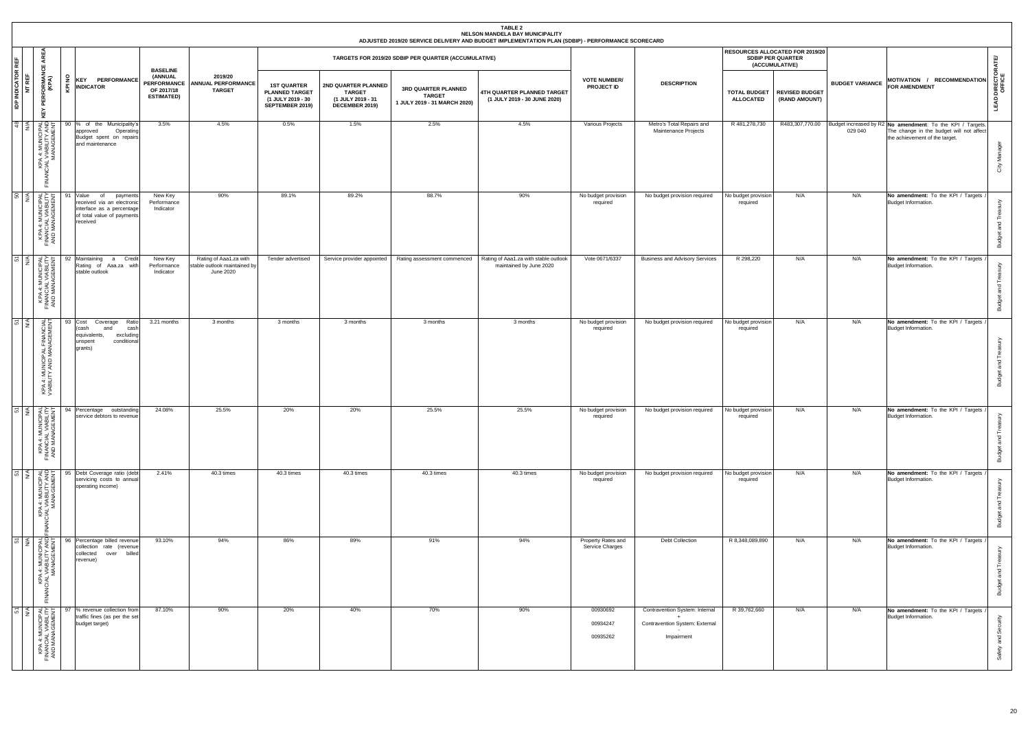**TABLE 2**
**NELSON MANDELA BAY MUNICIPALITY**
**ADJUSTED 2019/20 SERVICE DELIVERY AND BUDGET IMPLEMENTATION PLAN (SDBIP) - PERFORMANCE SCORECARD**

| IDP INDICATOR REF | NT REF | KEY PERFORMANCE AREA (KPA) | KPI NO | KEY PERFORMANCE INDICATOR | BASELINE (ANNUAL PERFORMANCE OF 2017/18 ESTIMATED) | 2019/20 ANNUAL PERFORMANCE TARGET | TARGETS FOR 2019/20 SDBIP PER QUARTER (ACCUMULATIVE) | | | | VOTE NUMBER/ PROJECT ID | DESCRIPTION | RESOURCES ALLOCATED FOR 2019/20 SDBIP PER QUARTER (ACCUMULATIVE) | | BUDGET VARIANCE | MOTIVATION / RECOMMENDATION FOR AMENDMENT | LEAD DIRECTORATE/ OFFICE |
|---|---|---|---|---|---|---|---|---|---|---|---|---|---|---|---|---|---|
| | | | | | | | 1ST QUARTER PLANNED TARGET (1 JULY 2019 - 30 SEPTEMBER 2019) | 2ND QUARTER PLANNED TARGET (1 JULY 2019 - 31 DECEMBER 2019) | 3RD QUARTER PLANNED TARGET 1 JULY 2019 - 31 MARCH 2020) | 4TH QUARTER PLANNED TARGET (1 JULY 2019 - 30 JUNE 2020) | | | TOTAL BUDGET ALLOCATED | REVISED BUDGET (RAND AMOUNT) | | | |
| 48 | N/A | KPA 4: MUNICIPAL FINANCIAL VIABILITY AND MANAGEMENT | 90 | % of the Municipality's approved Operating Budget spent on repairs and maintenance | 3.5% | 4.5% | 0.5% | 1.5% | 2.5% | 4.5% | Various Projects | Metro's Total Repairs and Maintenance Projects | R 481,278,730 | R483,307,770.00 | Budget increased by R2 029 040 | **No amendment:** To the KPI / Targets. The change in the budget will not affect the achievement of the target. | City Manager |
| 50 | N/A | KPA 4: MUNICIPAL FINANCIAL VIABILITY AND MANAGEMENT | 91 | Value of payments received via an electronic interface as a percentage of total value of payments received | New Key Performance Indicator | 90% | 89.1% | 89.2% | 88.7% | 90% | No budget provision required | No budget provision required | No budget provision required | N/A | N/A | **No amendment:** To the KPI / Targets / Budget Information. | Budget and Treasury |
| 51 | N/A | KPA 4: MUNICIPAL FINANCIAL VIABILITY AND MANAGEMENT | 92 | Maintaining a Credit Rating of Aaa.za with stable outlook | New Key Performance Indicator | Rating of Aaa1.za with stable outlook maintained by June 2020 | Tender advertised | Service provider appointed | Rating assessment commenced | Rating of Aaa1.za with stable outlook maintained by June 2020 | Vote 0671/6337 | Business and Advisory Services | R 298,220 | N/A | N/A | **No amendment:** To the KPI / Targets / Budget Information. | Budget and Treasury |
| 51 | N/A | KPA 4: MUNICIPAL FINANCIAL VIABILITY AND MANAGEMENT | 93 | Cost Coverage Ratio (cash and cash equivalents, excluding unspent conditional grants) | 3.21 months | 3 months | 3 months | 3 months | 3 months | 3 months | No budget provision required | No budget provision required | No budget provision required | N/A | N/A | **No amendment:** To the KPI / Targets / Budget Information. | Budget and Treasury |
| 51 | N/A | KPA 4: MUNICIPAL FINANCIAL VIABILITY AND MANAGEMENT | 94 | Percentage outstanding service debtors to revenue | 24.08% | 25.5% | 20% | 20% | 25.5% | 25.5% | No budget provision required | No budget provision required | No budget provision required | N/A | N/A | **No amendment:** To the KPI / Targets / Budget Information. | Budget and Treasury |
| 51 | N/A | KPA 4: MUNICIPAL FINANCIAL VIABILITY AND MANAGEMENT | 95 | Debt Coverage ratio (debt servicing costs to annual operating income) | 2.41% | 40.3 times | 40.3 times | 40.3 times | 40.3 times | 40.3 times | No budget provision required | No budget provision required | No budget provision required | N/A | N/A | **No amendment:** To the KPI / Targets / Budget Information. | Budget and Treasury |
| 51 | N/A | KPA 4: MUNICIPAL FINANCIAL VIABILITY AND MANAGEMENT | 96 | Percentage billed revenue collection rate (revenue collected over billed revenue) | 93.10% | 94% | 86% | 89% | 91% | 94% | Property Rates and Service Charges | Debt Collection | R 8,348,089,890 | N/A | N/A | **No amendment:** To the KPI / Targets / Budget Information. | Budget and Treasury |
| 51 | N/A | KPA 4: MUNICIPAL FINANCIAL VIABILITY AND MANAGEMENT | 97 | % revenue collection from traffic fines (as per the set budget target) | 87.10% | 90% | 20% | 40% | 70% | 90% | 00930692<br>00934247<br>00935262 | Contravention System: Internal + Contravention System: External - Impairment | R 39,762,660 | N/A | N/A | **No amendment:** To the KPI / Targets / Budget Information. | Safety and Security |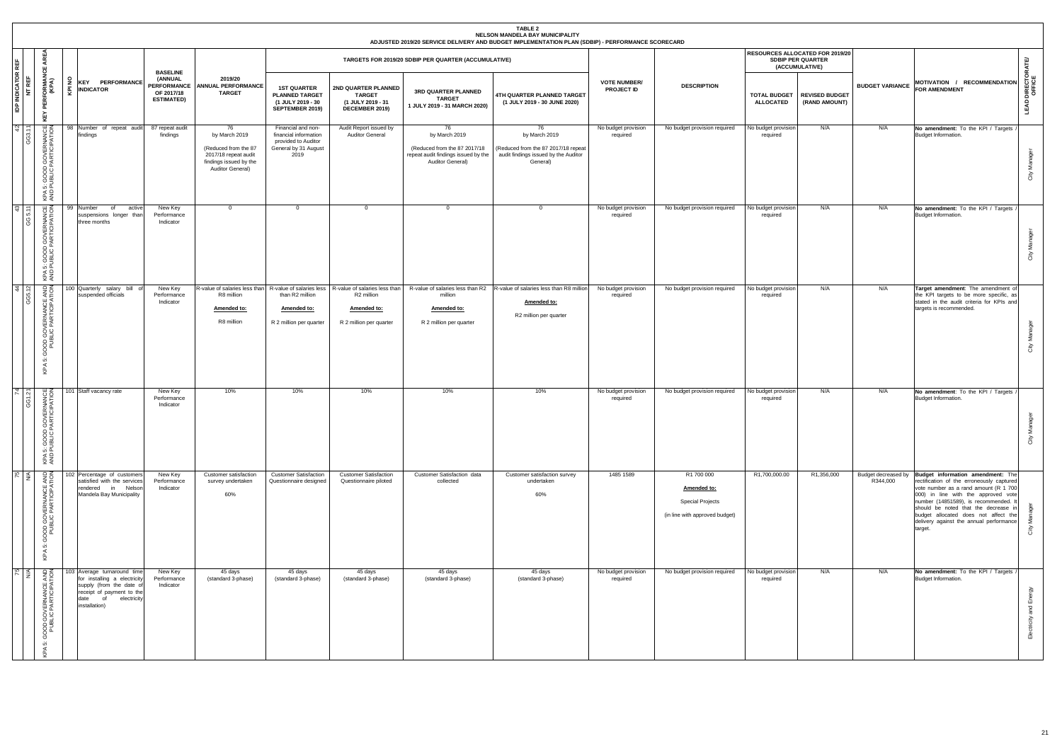**TABLE 2**
**NELSON MANDELA BAY MUNICIPALITY**
**ADJUSTED 2019/20 SERVICE DELIVERY AND BUDGET IMPLEMENTATION PLAN (SDBIP) - PERFORMANCE SCORECARD**

| IDP INDICATOR REF | NT REF | KEY PERFORMANCE AREA (KPA) | KPI NO | KEY PERFORMANCE INDICATOR | BASELINE (ANNUAL PERFORMANCE OF 2017/18 ESTIMATED) | 2019/20 ANNUAL PERFORMANCE TARGET | TARGETS FOR 2019/20 SDBIP PER QUARTER (ACCUMULATIVE) | | | | VOTE NUMBER/ PROJECT ID | DESCRIPTION | RESOURCES ALLOCATED FOR 2019/20 SDBIP PER QUARTER (ACCUMULATIVE) | | BUDGET VARIANCE | MOTIVATION / RECOMMENDATION FOR AMENDMENT | LEAD DIRECTORATE/ OFFICE |
|---|---|---|---|---|---|---|---|---|---|---|---|---|---|---|---|---|---|
| | | | | | | | 1ST QUARTER PLANNED TARGET (1 JULY 2019 - 30 SEPTEMBER 2019) | 2ND QUARTER PLANNED TARGET (1 JULY 2019 - 31 DECEMBER 2019) | 3RD QUARTER PLANNED TARGET 1 JULY 2019 - 31 MARCH 2020) | 4TH QUARTER PLANNED TARGET (1 JULY 2019 - 30 JUNE 2020) | | | TOTAL BUDGET ALLOCATED | REVISED BUDGET (RAND AMOUNT) | | | |
| 42 | GG3.11 | KPA 5: GOOD GOVERNANCE AND PUBLIC PARTICIPATION | 98 | Number of repeat audit findings | 87 repeat audit findings | 76 by March 2019 (Reduced from the 87 2017/18 repeat audit findings issued by the Auditor General) | Financial and non-financial information provided to Auditor General by 31 August 2019 | Audit Report issued by Auditor General | 76 by March 2019 (Reduced from the 87 2017/18 repeat audit findings issued by the Auditor General) | 76 by March 2019 (Reduced from the 87 2017/18 repeat audit findings issued by the Auditor General) | No budget provision required | No budget provision required | No budget provision required | N/A | N/A | **No amendment:** To the KPI / Targets / Budget Information. | City Manager |
| 43 | GG 5.11 | KPA 5: GOOD GOVERNANCE AND PUBLIC PARTICIPATION | 99 | Number of active suspensions longer than three months | New Key Performance Indicator | 0 | 0 | 0 | 0 | 0 | No budget provision required | No budget provision required | No budget provision required | N/A | N/A | **No amendment:** To the KPI / Targets / Budget Information. | City Manager |
| 44 | GG5.12 | KPA 5: GOOD GOVERNANCE AND PUBLIC PARTICIPATION | 100 | Quarterly salary bill of suspended officials | New Key Performance Indicator | R-value of salaries less than R8 million<br>**Amended to:**<br>R8 million | R-value of salaries less than R2 million<br>**Amended to:**<br>R 2 million per quarter | R-value of salaries less than R2 million<br>**Amended to:**<br>R 2 million per quarter | R-value of salaries less than R2 million<br>**Amended to:**<br>R 2 million per quarter | R-value of salaries less than R8 million<br>**Amended to:**<br>R2 million per quarter | No budget provision required | No budget provision required | No budget provision required | N/A | N/A | **Target amendment**: The amendment of the KPI targets to be more specific, as stated in the audit criteria for KPIs and targets is recommended. | City Manager |
| 74 | GG1.21 | KPA 5: GOOD GOVERNANCE AND PUBLIC PARTICIPATION | 101 | Staff vacancy rate | New Key Performance Indicator | 10% | 10% | 10% | 10% | 10% | No budget provision required | No budget provision required | No budget provision required | N/A | N/A | **No amendment**: To the KPI / Targets / Budget Information. | City Manager |
| 75 | N/A | KPA 5: GOOD GOVERNANCE AND PUBLIC PARTICIPATION | 102 | Percentage of customers satisfied with the services rendered in Nelson Mandela Bay Municipality | New Key Performance Indicator | Customer satisfaction survey undertaken<br>60% | Customer Satisfaction Questionnaire designed | Customer Satisfaction Questionnaire piloted | Customer Satisfaction data collected | Customer satisfaction survey undertaken<br>60% | 1485 1589 | R1 700 000<br>**Amended to:**<br>Special Projects<br>(in line with approved budget) | R1,700,000.00 | R1,356,000 | Budget decreased by R344,000 | **Budget information amendment:** The rectification of the erroneously captured vote number as a rand amount (R 1 700 000) in line with the approved vote number (14851589), is recommended. It should be noted that the decrease in budget allocated does not affect the delivery against the annual performance target. | City Manager |
| 75 | N/A | KPA 5: GOOD GOVERNANCE AND PUBLIC PARTICIPATION | 103 | Average turnaround time for installing a electricity supply (from the date of receipt of payment to the date of electricity installation) | New Key Performance Indicator | 45 days (standard 3-phase) | 45 days (standard 3-phase) | 45 days (standard 3-phase) | 45 days (standard 3-phase) | 45 days (standard 3-phase) | No budget provision required | No budget provision required | No budget provision required | N/A | N/A | **No amendment:** To the KPI / Targets / Budget Information. | Electricity and Energy |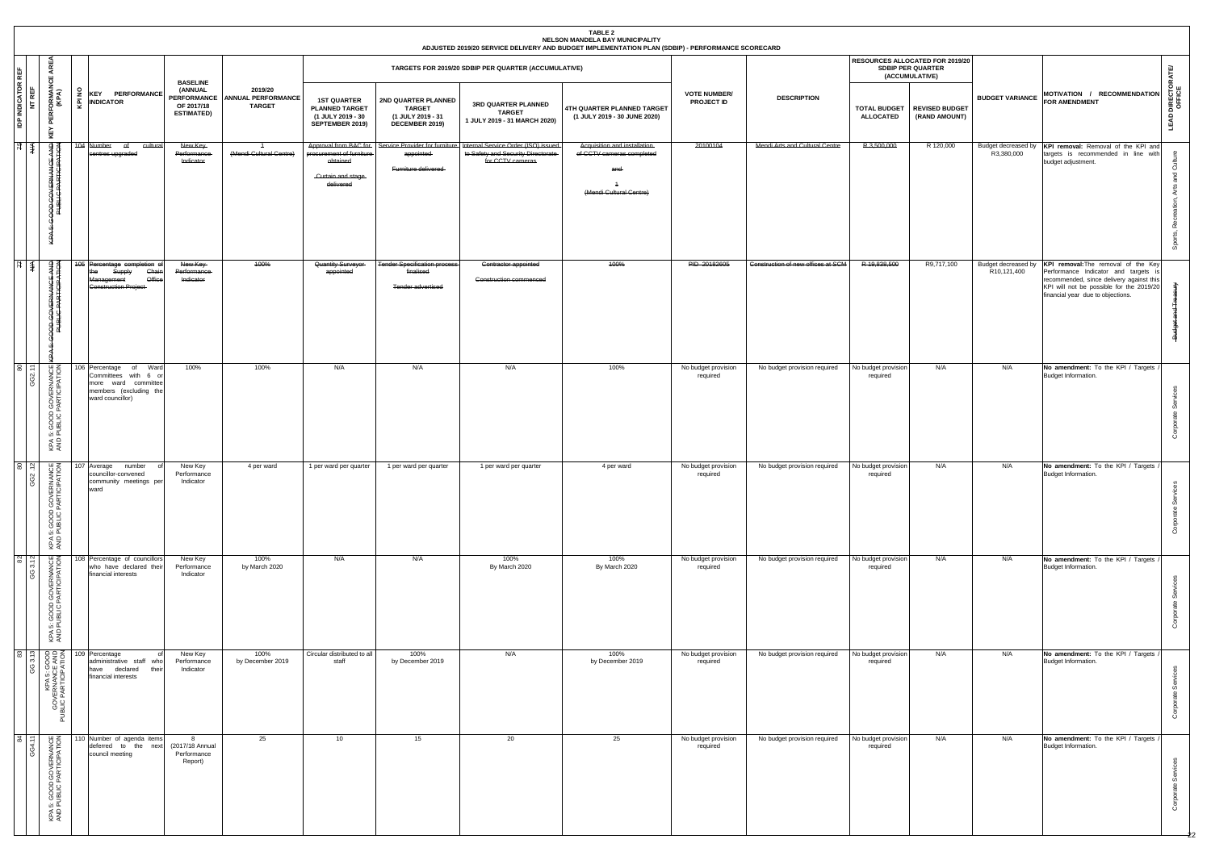**TABLE 2**
**NELSON MANDELA BAY MUNICIPALITY**
**ADJUSTED 2019/20 SERVICE DELIVERY AND BUDGET IMPLEMENTATION PLAN (SDBIP) - PERFORMANCE SCORECARD**

| IDP INDICATOR REF | NT REF | KEY PERFORMANCE AREA (KPA) | KPI NO | KEY PERFORMANCE INDICATOR | BASELINE (ANNUAL PERFORMANCE OF 2017/18 ESTIMATED) | 2019/20 ANNUAL PERFORMANCE TARGET | TARGETS FOR 2019/20 SDBIP PER QUARTER (ACCUMULATIVE) | | | | VOTE NUMBER/ PROJECT ID | DESCRIPTION | RESOURCES ALLOCATED FOR 2019/20 SDBIP PER QUARTER (ACCUMULATIVE) | | BUDGET VARIANCE | MOTIVATION / RECOMMENDATION FOR AMENDMENT | LEAD DIRECTORATE/ OFFICE |
|---|---|---|---|---|---|---|---|---|---|---|---|---|---|---|---|---|---|
| | | | | | | | 1ST QUARTER PLANNED TARGET (1 JULY 2019 - 30 SEPTEMBER 2019) | 2ND QUARTER PLANNED TARGET (1 JULY 2019 - 31 DECEMBER 2019) | 3RD QUARTER PLANNED TARGET 1 JULY 2019 - 31 MARCH 2020) | 4TH QUARTER PLANNED TARGET (1 JULY 2019 - 30 JUNE 2020) | | | TOTAL BUDGET ALLOCATED | REVISED BUDGET (RAND AMOUNT) | | | |
| ~~75~~ | ~~N/A~~ | ~~KPA 5: GOOD GOVERNANCE AND PUBLIC PARTICIPATION~~ | ~~104~~ | ~~Number of cultural centres upgraded~~ | ~~New Key Performance Indicator~~ | ~~1 (Mendi Cultural Centre)~~ | ~~Approval from BAC for procurement of furniture obtained Curtain and stage delivered~~ | ~~Service Provider for furniture appointed Furniture delivered~~ | ~~Internal Service Order (ISO) issued to Safety and Security Directorate for CCTV cameras~~ | ~~Acquisition and installation of CCTV cameras completed and 1 (Mendi Cultural Centre)~~ | ~~20100104~~ | ~~Mendi Arts and Cultural Centre~~ | ~~R 3,500,000~~ | R 120,000 | Budget decreased by R3,380,000 | **KPI removal:** Removal of the KPI and targets is recommended in line with budget adjustment. | Sports, Recreation, Arts and Culture |
| ~~77~~ | ~~N/A~~ | ~~KPA 5: GOOD GOVERNANCE AND PUBLIC PARTICIPATION~~ | ~~105~~ | ~~Percentage completion of the Supply Chain Management Office Construction Project~~ | ~~New Key Performance Indicator~~ | ~~100%~~ | ~~Quantity Surveyor appointed~~ | ~~Tender Specification process finalised Tender advertised~~ | ~~Contractor appointed Construction commenced~~ | ~~100%~~ | ~~RID 20182605~~ | ~~Construction of new offices at SCM~~ | ~~R 19,838,500~~ | R9,717,100 | Budget decreased by R10,121,400 | **KPI removal:** The removal of the Key Performance Indicator and targets is recommended, since delivery against this KPI will not be possible for the 2019/20 financial year due to objections. | ~~Budget and Treasury~~ |
| 80 | GG2.11 | KPA 5: GOOD GOVERNANCE AND PUBLIC PARTICIPATION | 106 | Percentage of Ward Committees with 6 or more ward committee members (excluding the ward councillor) | 100% | 100% | N/A | N/A | N/A | 100% | No budget provision required | No budget provision required | No budget provision required | N/A | N/A | **No amendment:** To the KPI / Targets / Budget Information. | Corporate Services |
| 80 | GG2.12 | KPA 5: GOOD GOVERNANCE AND PUBLIC PARTICIPATION | 107 | Average number of councillor-convened community meetings per ward | New Key Performance Indicator | 4 per ward | 1 per ward per quarter | 1 per ward per quarter | 1 per ward per quarter | 4 per ward | No budget provision required | No budget provision required | No budget provision required | N/A | N/A | **No amendment:** To the KPI / Targets / Budget Information. | Corporate Services |
| 82 | GG 3.12 | KPA 5: GOOD GOVERNANCE AND PUBLIC PARTICIPATION | 108 | Percentage of councillors who have declared their financial interests | New Key Performance Indicator | 100% by March 2020 | N/A | N/A | 100% By March 2020 | 100% By March 2020 | No budget provision required | No budget provision required | No budget provision required | N/A | N/A | **No amendment:** To the KPI / Targets / Budget Information. | Corporate Services |
| 83 | GG 3.13 | KPA 5: GOOD GOVERNANCE AND PUBLIC PARTICIPATION | 109 | Percentage of administrative staff who have declared their financial interests | New Key Performance Indicator | 100% by December 2019 | Circular distributed to all staff | 100% by December 2019 | N/A | 100% by December 2019 | No budget provision required | No budget provision required | No budget provision required | N/A | N/A | **No amendment:** To the KPI / Targets / Budget Information. | Corporate Services |
| 84 | GG4.11 | KPA 5: GOOD GOVERNANCE AND PUBLIC PARTICIPATION | 110 | Number of agenda items deferred to the next council meeting | 8 (2017/18 Annual Performance Report) | 25 | 10 | 15 | 20 | 25 | No budget provision required | No budget provision required | No budget provision required | N/A | N/A | **No amendment:** To the KPI / Targets / Budget Information. | Corporate Services |